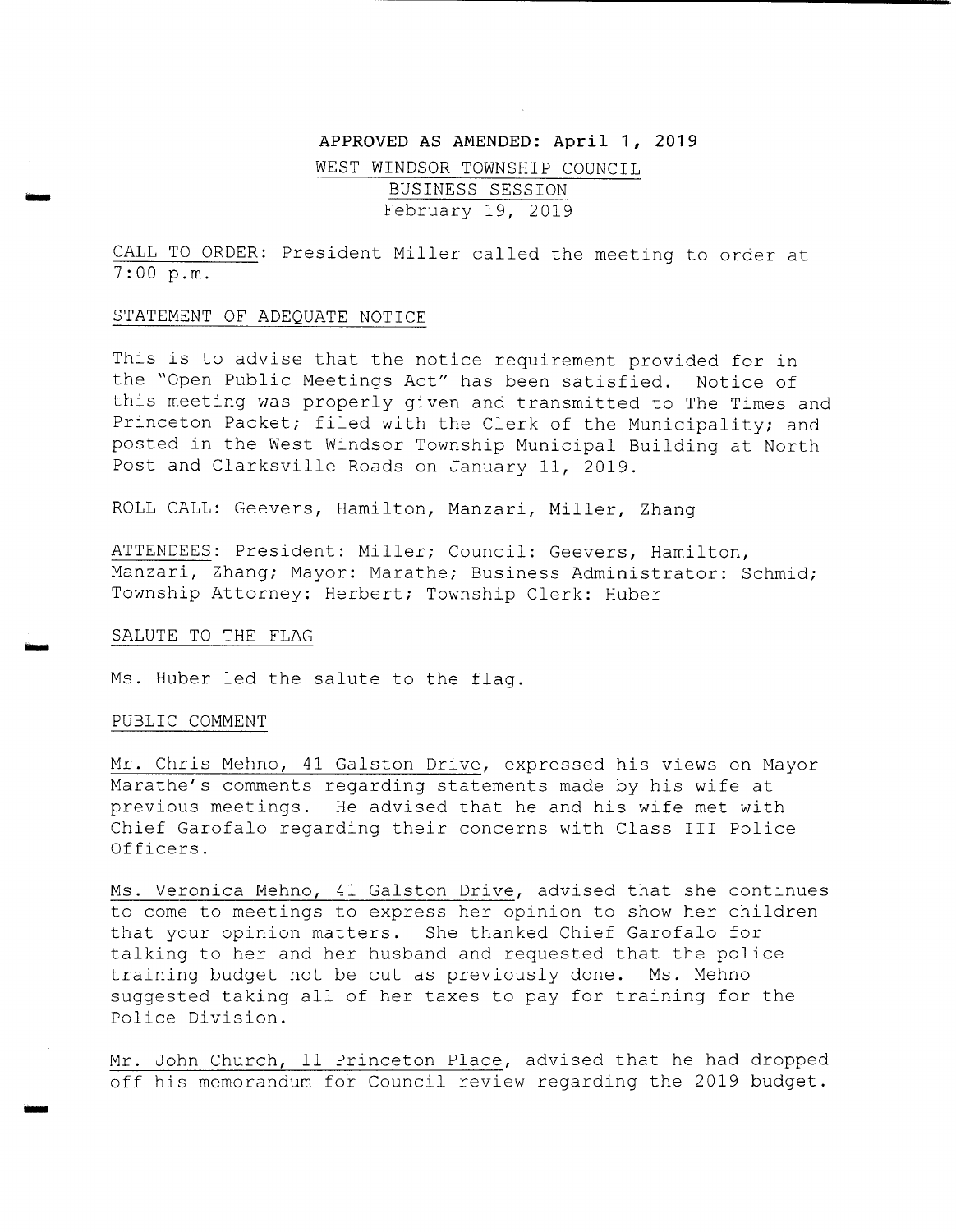**APPROVED AS AMENDED: April 1, 2019**

WEST WINDSOR TOWNSHIP COUNCIL
BUSINESS SESSION
February 19, 2019

CALL TO ORDER: President Miller called the meeting to order at 7:00 p.m.

STATEMENT OF ADEQUATE NOTICE

This is to advise that the notice requirement provided for in the "Open Public Meetings Act" has been satisfied. Notice of this meeting was properly given and transmitted to The Times and Princeton Packet; filed with the Clerk of the Municipality; and posted in the West Windsor Township Municipal Building at North Post and Clarksville Roads on January 11, 2019.

ROLL CALL: Geevers, Hamilton, Manzari, Miller, Zhang

ATTENDEES: President: Miller; Council: Geevers, Hamilton, Manzari, Zhang; Mayor: Marathe; Business Administrator: Schmid; Township Attorney: Herbert; Township Clerk: Huber

SALUTE TO THE FLAG

Ms. Huber led the salute to the flag.

PUBLIC COMMENT

Mr. Chris Mehno, 41 Galston Drive, expressed his views on Mayor Marathe's comments regarding statements made by his wife at previous meetings. He advised that he and his wife met with Chief Garofalo regarding their concerns with Class III Police Officers.

Ms. Veronica Mehno, 41 Galston Drive, advised that she continues to come to meetings to express her opinion to show her children that your opinion matters. She thanked Chief Garofalo for talking to her and her husband and requested that the police training budget not be cut as previously done. Ms. Mehno suggested taking all of her taxes to pay for training for the Police Division.

Mr. John Church, 11 Princeton Place, advised that he had dropped off his memorandum for Council review regarding the 2019 budget.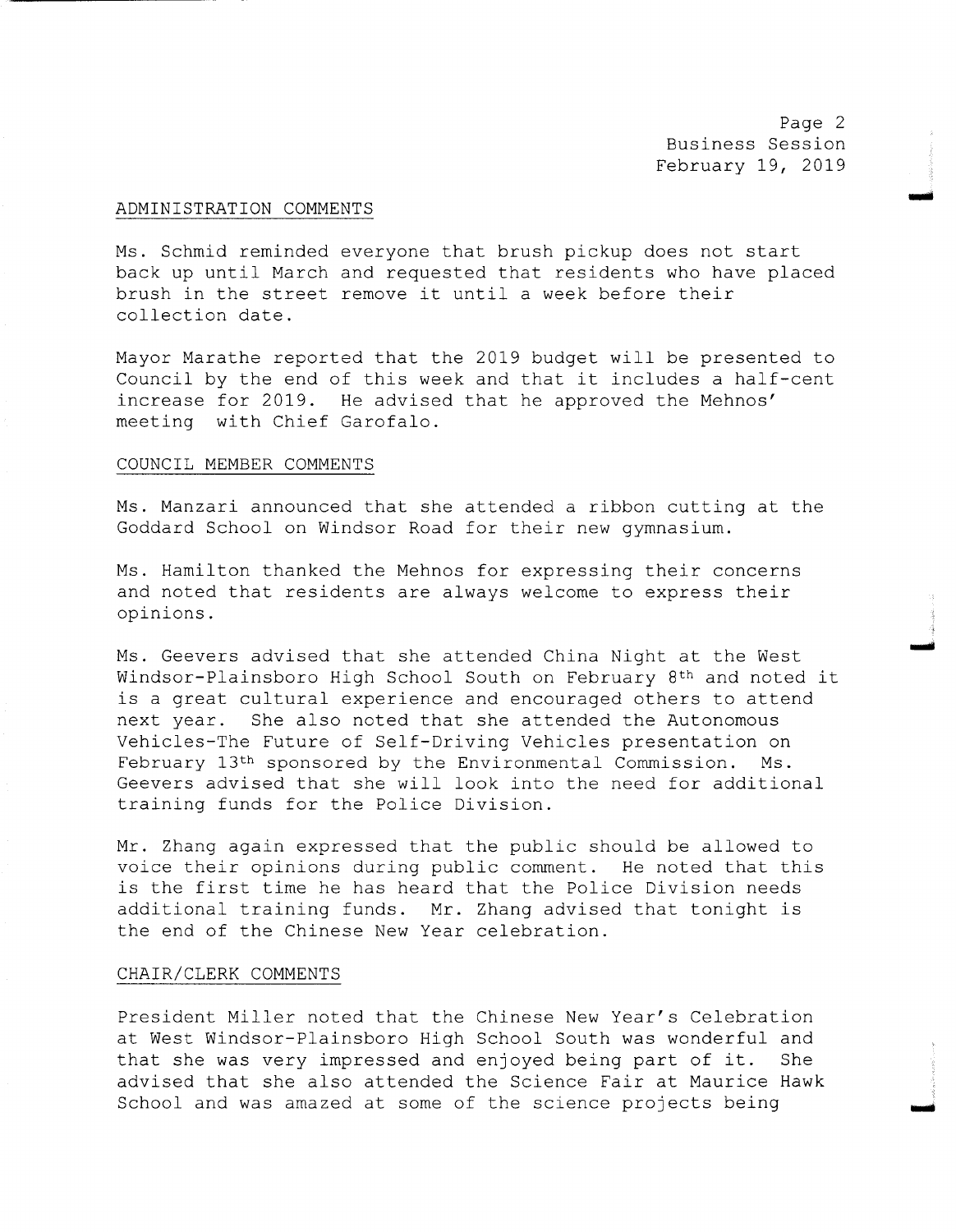## ADMINISTRATION COMMENTS

Ms. Schmid reminded everyone that brush pickup does not start back up until March and requested that residents who have placed brush in the street remove it until a week before their collection date.

Mayor Marathe reported that the 2019 budget will be presented to Council by the end of this week and that it includes a half-cent increase for 2019. He advised that he approved the Mehnos' meeting with Chief Garofalo.

## COUNCIL MEMBER COMMENTS

Ms. Manzari announced that she attended a ribbon cutting at the Goddard School on Windsor Road for their new gymnasium.

Ms. Hamilton thanked the Mehnos for expressing their concerns and noted that residents are always welcome to express their opinions.

Ms. Geevers advised that she attended China Night at the West Windsor-Plainsboro High School South on February 8th and noted it is a great cultural experience and encouraged others to attend next year. She also noted that she attended the Autonomous Vehicles-The Future of Self-Driving Vehicles presentation on February 13th sponsored by the Environmental Commission. Ms. Geevers advised that she will look into the need for additional training funds for the Police Division.

Mr. Zhang again expressed that the public should be allowed to voice their opinions during public comment. He noted that this is the first time he has heard that the Police Division needs additional training funds. Mr. Zhang advised that tonight is the end of the Chinese New Year celebration.

## CHAIR/CLERK COMMENTS

President Miller noted that the Chinese New Year's Celebration at West Windsor-Plainsboro High School South was wonderful and that she was very impressed and enjoyed being part of it. She advised that she also attended the Science Fair at Maurice Hawk School and was amazed at some of the science projects being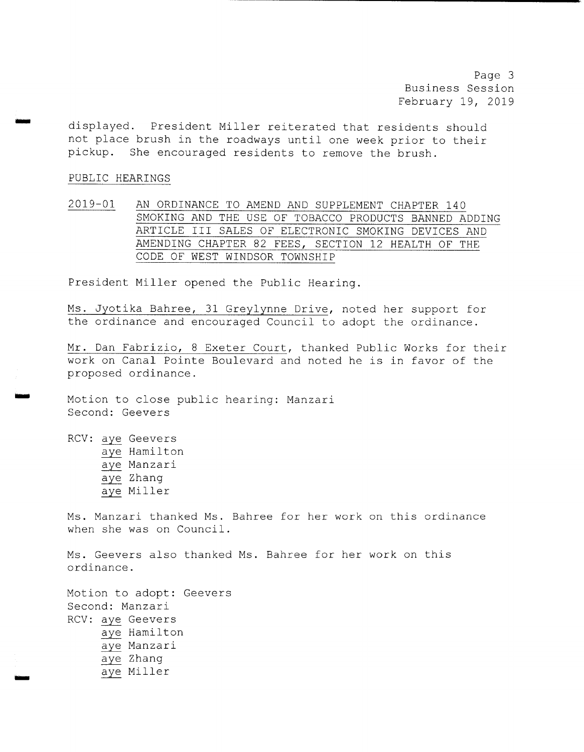displayed. President Miller reiterated that residents should not place brush in the roadways until one week prior to their pickup. She encouraged residents to remove the brush.

PUBLIC HEARINGS

2019-01 AN ORDINANCE TO AMEND AND SUPPLEMENT CHAPTER 140 SMOKING AND THE USE OF TOBACCO PRODUCTS BANNED ADDING ARTICLE III SALES OF ELECTRONIC SMOKING DEVICES AND AMENDING CHAPTER 82 FEES, SECTION 12 HEALTH OF THE CODE OF WEST WINDSOR TOWNSHIP

President Miller opened the Public Hearing.

Ms. Jyotika Bahree, 31 Greylynne Drive, noted her support for the ordinance and encouraged Council to adopt the ordinance.

Mr. Dan Fabrizio, 8 Exeter Court, thanked Public Works for their work on Canal Pointe Boulevard and noted he is in favor of the proposed ordinance.

Motion to close public hearing: Manzari
Second: Geevers

RCV: aye Geevers
aye Hamilton
aye Manzari
aye Zhang
aye Miller

Ms. Manzari thanked Ms. Bahree for her work on this ordinance when she was on Council.

Ms. Geevers also thanked Ms. Bahree for her work on this ordinance.

Motion to adopt: Geevers
Second: Manzari
RCV: aye Geevers
aye Hamilton
aye Manzari
aye Zhang
aye Miller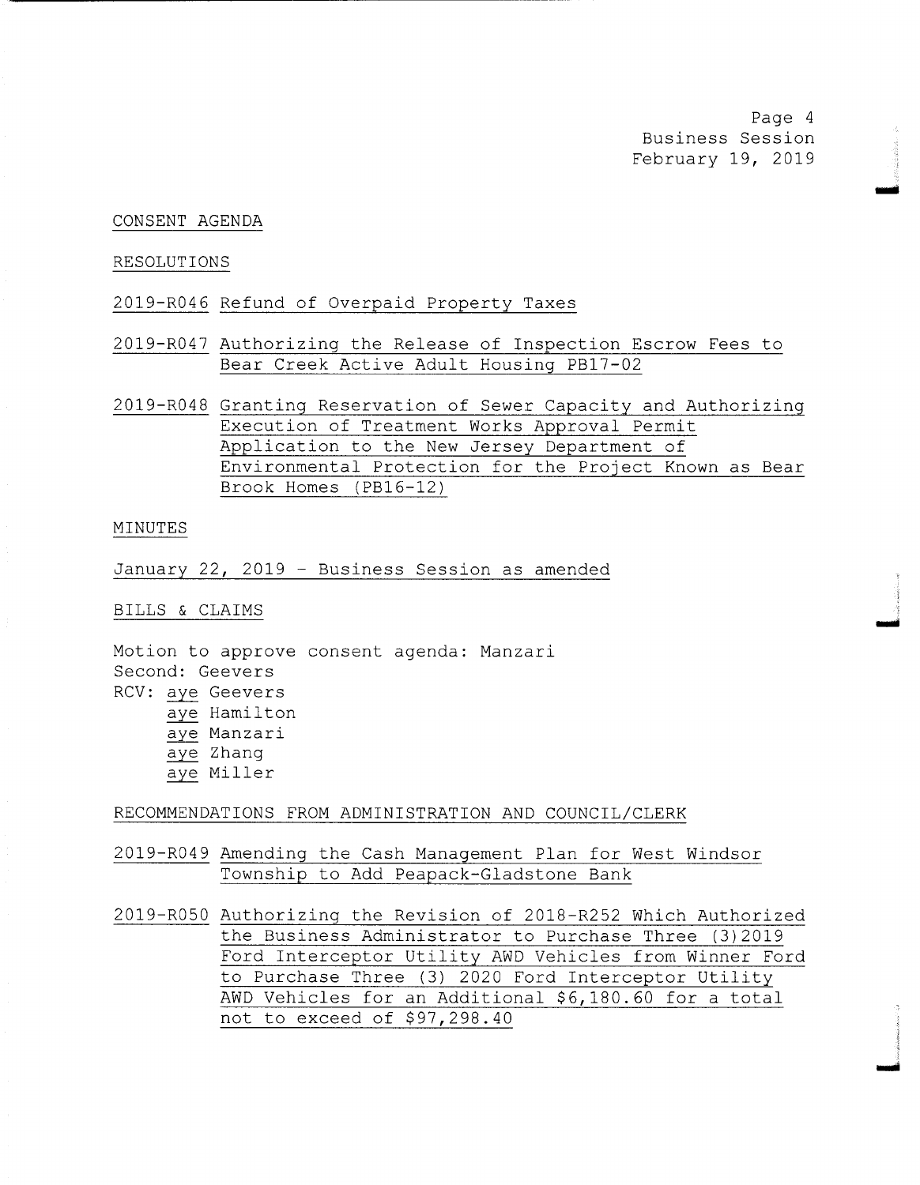CONSENT AGENDA

RESOLUTIONS

2019-R046 Refund of Overpaid Property Taxes

2019-R047 Authorizing the Release of Inspection Escrow Fees to Bear Creek Active Adult Housing PB17-02

2019-R048 Granting Reservation of Sewer Capacity and Authorizing Execution of Treatment Works Approval Permit Application to the New Jersey Department of Environmental Protection for the Project Known as Bear Brook Homes (PB16-12)

MINUTES

January 22, 2019 - Business Session as amended

BILLS & CLAIMS

Motion to approve consent agenda: Manzari
Second: Geevers
RCV: aye Geevers
aye Hamilton
aye Manzari
aye Zhang
aye Miller

RECOMMENDATIONS FROM ADMINISTRATION AND COUNCIL/CLERK

2019-R049 Amending the Cash Management Plan for West Windsor Township to Add Peapack-Gladstone Bank

2019-R050 Authorizing the Revision of 2018-R252 Which Authorized the Business Administrator to Purchase Three (3)2019 Ford Interceptor Utility AWD Vehicles from Winner Ford to Purchase Three (3) 2020 Ford Interceptor Utility AWD Vehicles for an Additional $6,180.60 for a total not to exceed of $97,298.40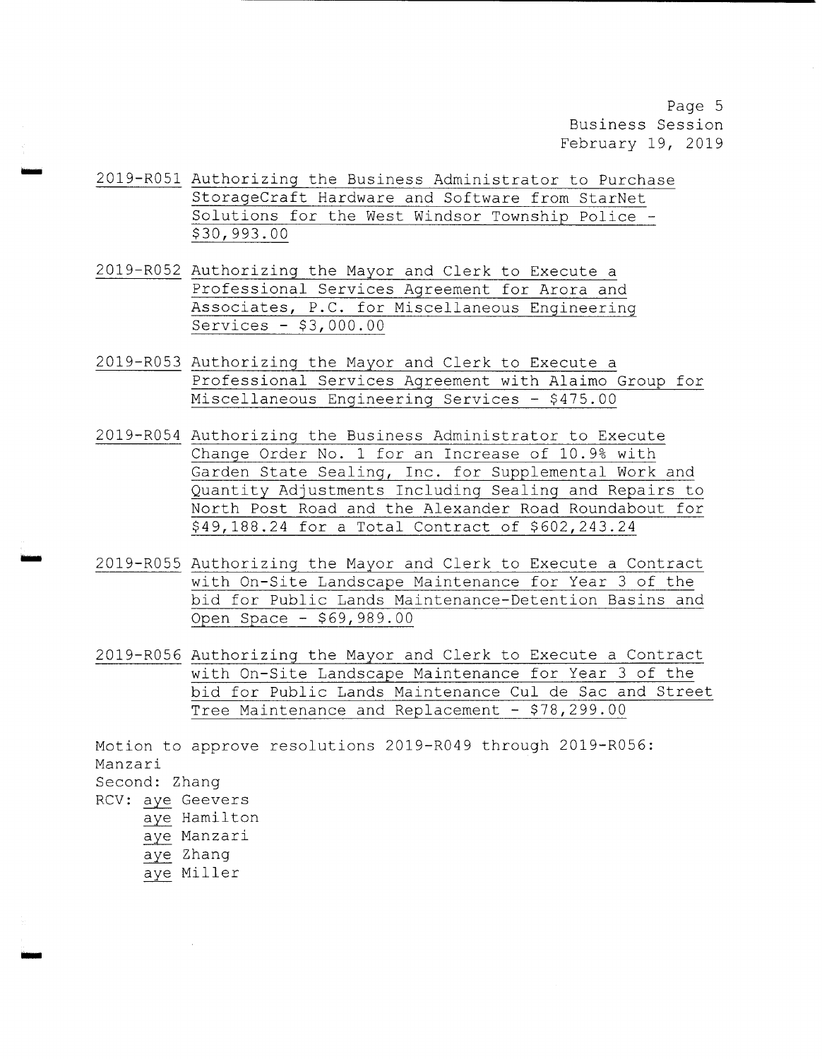2019-R051 Authorizing the Business Administrator to Purchase StorageCraft Hardware and Software from StarNet Solutions for the West Windsor Township Police - $30,993.00

2019-R052 Authorizing the Mayor and Clerk to Execute a Professional Services Agreement for Arora and Associates, P.C. for Miscellaneous Engineering Services - $3,000.00

2019-R053 Authorizing the Mayor and Clerk to Execute a Professional Services Agreement with Alaimo Group for Miscellaneous Engineering Services - $475.00

2019-R054 Authorizing the Business Administrator to Execute Change Order No. 1 for an Increase of 10.9% with Garden State Sealing, Inc. for Supplemental Work and Quantity Adjustments Including Sealing and Repairs to North Post Road and the Alexander Road Roundabout for $49,188.24 for a Total Contract of $602,243.24

2019-R055 Authorizing the Mayor and Clerk to Execute a Contract with On-Site Landscape Maintenance for Year 3 of the bid for Public Lands Maintenance-Detention Basins and Open Space - $69,989.00

2019-R056 Authorizing the Mayor and Clerk to Execute a Contract with On-Site Landscape Maintenance for Year 3 of the bid for Public Lands Maintenance Cul de Sac and Street Tree Maintenance and Replacement - $78,299.00

Motion to approve resolutions 2019-R049 through 2019-R056: Manzari
Second: Zhang
RCV: aye Geevers
aye Hamilton
aye Manzari
aye Zhang
aye Miller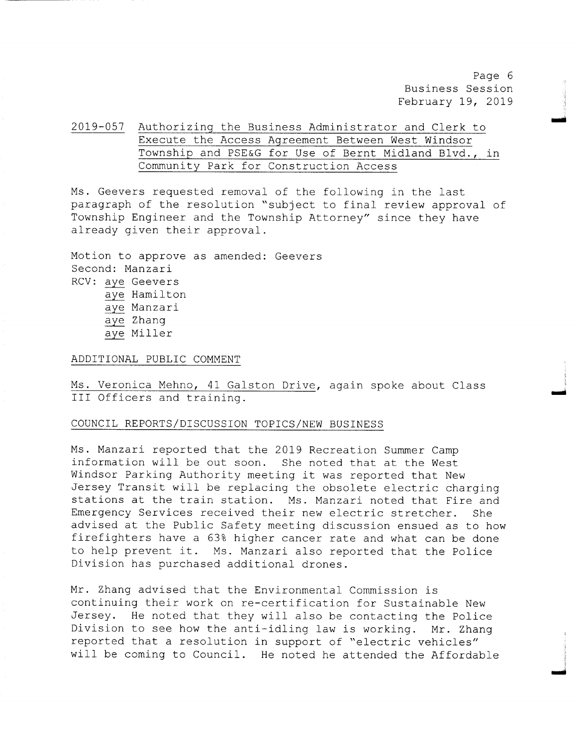2019-057 Authorizing the Business Administrator and Clerk to Execute the Access Agreement Between West Windsor Township and PSE&G for Use of Bernt Midland Blvd., in Community Park for Construction Access

Ms. Geevers requested removal of the following in the last paragraph of the resolution "subject to final review approval of Township Engineer and the Township Attorney" since they have already given their approval.

Motion to approve as amended: Geevers
Second: Manzari
RCV: aye Geevers
aye Hamilton
aye Manzari
aye Zhang
aye Miller

ADDITIONAL PUBLIC COMMENT

Ms. Veronica Mehno, 41 Galston Drive, again spoke about Class III Officers and training.

COUNCIL REPORTS/DISCUSSION TOPICS/NEW BUSINESS

Ms. Manzari reported that the 2019 Recreation Summer Camp information will be out soon. She noted that at the West Windsor Parking Authority meeting it was reported that New Jersey Transit will be replacing the obsolete electric charging stations at the train station. Ms. Manzari noted that Fire and Emergency Services received their new electric stretcher. She advised at the Public Safety meeting discussion ensued as to how firefighters have a 63% higher cancer rate and what can be done to help prevent it. Ms. Manzari also reported that the Police Division has purchased additional drones.

Mr. Zhang advised that the Environmental Commission is continuing their work on re-certification for Sustainable New Jersey. He noted that they will also be contacting the Police Division to see how the anti-idling law is working. Mr. Zhang reported that a resolution in support of "electric vehicles" will be coming to Council. He noted he attended the Affordable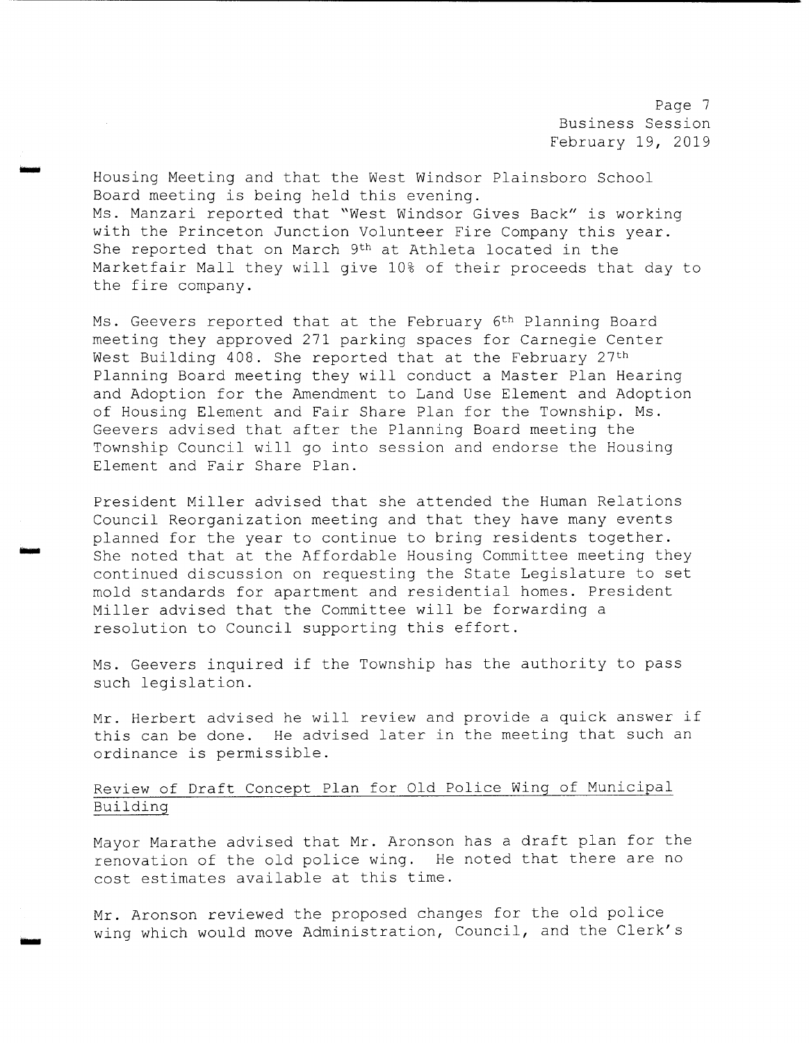Housing Meeting and that the West Windsor Plainsboro School Board meeting is being held this evening.
Ms. Manzari reported that "West Windsor Gives Back" is working with the Princeton Junction Volunteer Fire Company this year. She reported that on March 9th at Athleta located in the Marketfair Mall they will give 10% of their proceeds that day to the fire company.

Ms. Geevers reported that at the February 6th Planning Board meeting they approved 271 parking spaces for Carnegie Center West Building 408. She reported that at the February 27th Planning Board meeting they will conduct a Master Plan Hearing and Adoption for the Amendment to Land Use Element and Adoption of Housing Element and Fair Share Plan for the Township. Ms. Geevers advised that after the Planning Board meeting the Township Council will go into session and endorse the Housing Element and Fair Share Plan.

President Miller advised that she attended the Human Relations Council Reorganization meeting and that they have many events planned for the year to continue to bring residents together. She noted that at the Affordable Housing Committee meeting they continued discussion on requesting the State Legislature to set mold standards for apartment and residential homes. President Miller advised that the Committee will be forwarding a resolution to Council supporting this effort.

Ms. Geevers inquired if the Township has the authority to pass such legislation.

Mr. Herbert advised he will review and provide a quick answer if this can be done. He advised later in the meeting that such an ordinance is permissible.

<u>Review of Draft Concept Plan for Old Police Wing of Municipal Building</u>

Mayor Marathe advised that Mr. Aronson has a draft plan for the renovation of the old police wing. He noted that there are no cost estimates available at this time.

Mr. Aronson reviewed the proposed changes for the old police wing which would move Administration, Council, and the Clerk's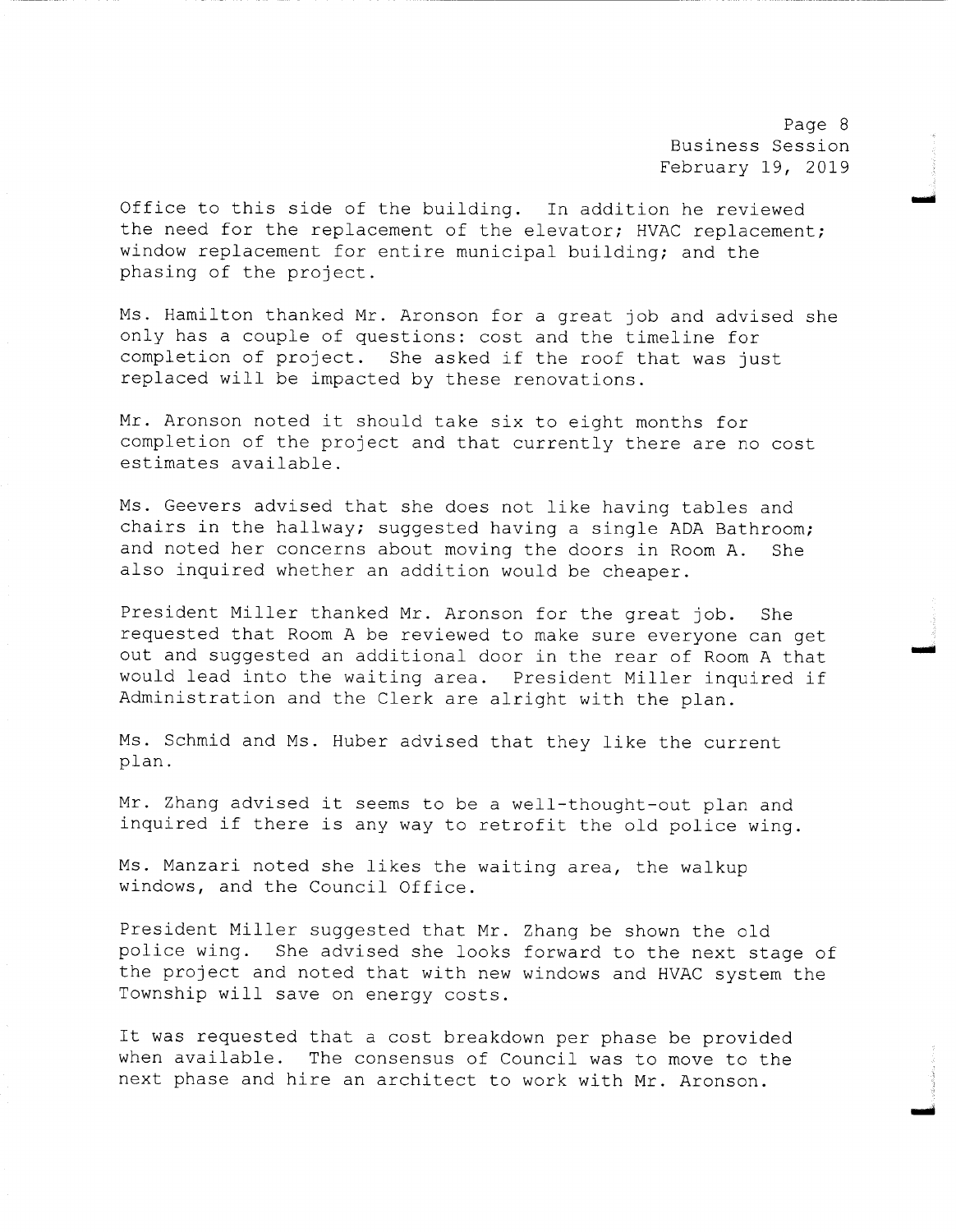Office to this side of the building. In addition he reviewed the need for the replacement of the elevator; HVAC replacement; window replacement for entire municipal building; and the phasing of the project.

Ms. Hamilton thanked Mr. Aronson for a great job and advised she only has a couple of questions: cost and the timeline for completion of project. She asked if the roof that was just replaced will be impacted by these renovations.

Mr. Aronson noted it should take six to eight months for completion of the project and that currently there are no cost estimates available.

Ms. Geevers advised that she does not like having tables and chairs in the hallway; suggested having a single ADA Bathroom; and noted her concerns about moving the doors in Room A. She also inquired whether an addition would be cheaper.

President Miller thanked Mr. Aronson for the great job. She requested that Room A be reviewed to make sure everyone can get out and suggested an additional door in the rear of Room A that would lead into the waiting area. President Miller inquired if Administration and the Clerk are alright with the plan.

Ms. Schmid and Ms. Huber advised that they like the current plan.

Mr. Zhang advised it seems to be a well-thought-out plan and inquired if there is any way to retrofit the old police wing.

Ms. Manzari noted she likes the waiting area, the walkup windows, and the Council Office.

President Miller suggested that Mr. Zhang be shown the old police wing. She advised she looks forward to the next stage of the project and noted that with new windows and HVAC system the Township will save on energy costs.

It was requested that a cost breakdown per phase be provided when available. The consensus of Council was to move to the next phase and hire an architect to work with Mr. Aronson.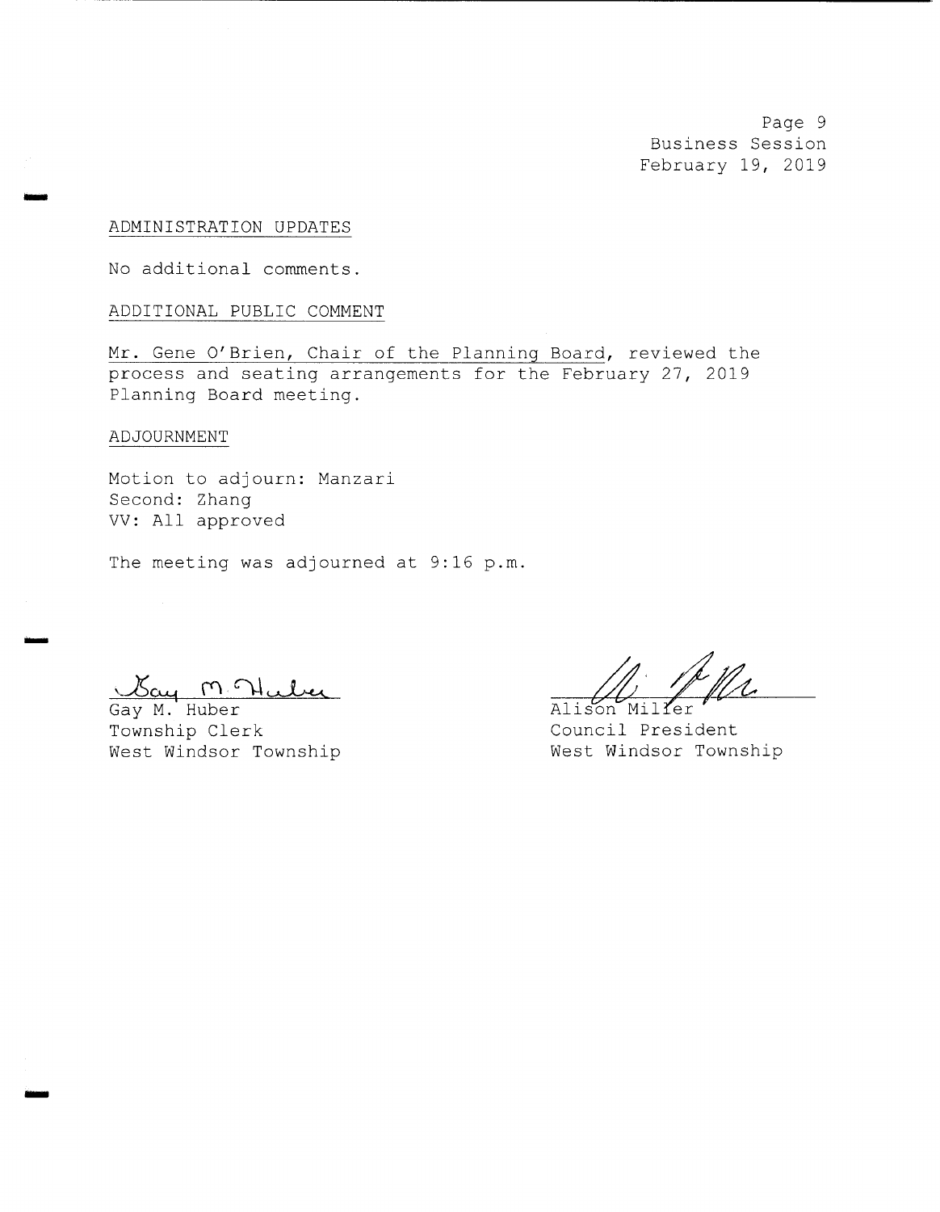ADMINISTRATION UPDATES

No additional comments.

ADDITIONAL PUBLIC COMMENT

Mr. Gene O'Brien, Chair of the Planning Board, reviewed the process and seating arrangements for the February 27, 2019 Planning Board meeting.

ADJOURNMENT

Motion to adjourn: Manzari
Second: Zhang
VV: All approved

The meeting was adjourned at 9:16 p.m.

Gay M. Huber
Township Clerk
West Windsor Township

Alison Miller
Council President
West Windsor Township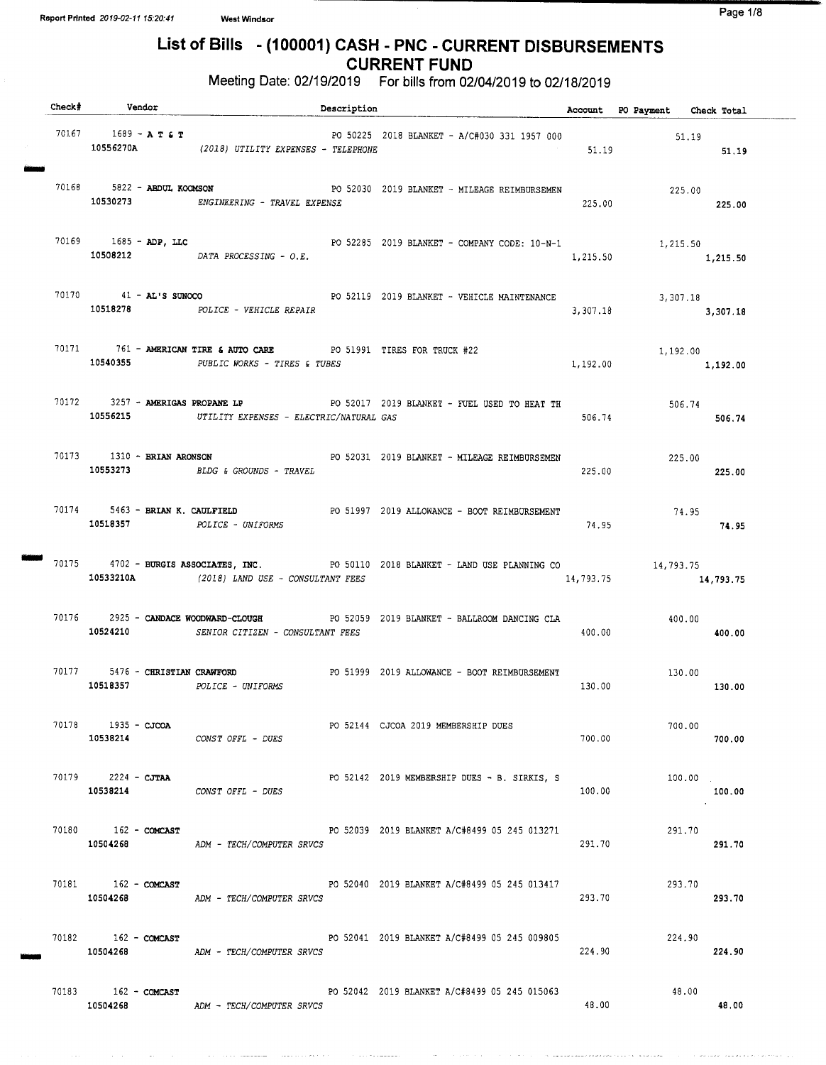# List of Bills - (100001) CASH - PNC - CURRENT DISBURSEMENTS
## CURRENT FUND

Meeting Date: 02/19/2019 For bills from 02/04/2019 to 02/18/2019

| Check# | Vendor | Description | Account | PO Payment | Check Total |
|---|---|---|---|---|---|
| 70167 | 1689 - A T & T | PO 50225 2018 BLANKET - A/C#030 331 1957 000 | | 51.19 | |
| | 10556270A | *(2018) UTILITY EXPENSES - TELEPHONE* | 51.19 | | **51.19** |
| 70168 | 5822 - ABDUL KOOMSON | PO 52030 2019 BLANKET - MILEAGE REIMBURSEMEN | | 225.00 | |
| | 10530273 | *ENGINEERING - TRAVEL EXPENSE* | 225.00 | | **225.00** |
| 70169 | 1685 - ADP, LLC | PO 52285 2019 BLANKET - COMPANY CODE: 10-N-1 | | 1,215.50 | |
| | 10508212 | *DATA PROCESSING - O.E.* | 1,215.50 | | **1,215.50** |
| 70170 | 41 - AL'S SUNOCO | PO 52119 2019 BLANKET - VEHICLE MAINTENANCE | | 3,307.18 | |
| | 10518278 | *POLICE - VEHICLE REPAIR* | 3,307.18 | | **3,307.18** |
| 70171 | 761 - AMERICAN TIRE & AUTO CARE | PO 51991 TIRES FOR TRUCK #22 | | 1,192.00 | |
| | 10540355 | *PUBLIC WORKS - TIRES & TUBES* | 1,192.00 | | **1,192.00** |
| 70172 | 3257 - AMERIGAS PROPANE LP | PO 52017 2019 BLANKET - FUEL USED TO HEAT TH | | 506.74 | |
| | 10556215 | *UTILITY EXPENSES - ELECTRIC/NATURAL GAS* | 506.74 | | **506.74** |
| 70173 | 1310 - BRIAN ARONSON | PO 52031 2019 BLANKET - MILEAGE REIMBURSEMEN | | 225.00 | |
| | 10553273 | *BLDG & GROUNDS - TRAVEL* | 225.00 | | **225.00** |
| 70174 | 5463 - BRIAN K. CAULFIELD | PO 51997 2019 ALLOWANCE - BOOT REIMBURSEMENT | | 74.95 | |
| | 10518357 | *POLICE - UNIFORMS* | 74.95 | | **74.95** |
| 70175 | 4702 - BURGIS ASSOCIATES, INC. | PO 50110 2018 BLANKET - LAND USE PLANNING CO | | 14,793.75 | |
| | 10533210A | *(2018) LAND USE - CONSULTANT FEES* | 14,793.75 | | **14,793.75** |
| 70176 | 2925 - CANDACE WOODWARD-CLOUGH | PO 52059 2019 BLANKET - BALLROOM DANCING CLA | | 400.00 | |
| | 10524210 | *SENIOR CITIZEN - CONSULTANT FEES* | 400.00 | | **400.00** |
| 70177 | 5476 - CHRISTIAN CRAWFORD | PO 51999 2019 ALLOWANCE - BOOT REIMBURSEMENT | | 130.00 | |
| | 10518357 | *POLICE - UNIFORMS* | 130.00 | | **130.00** |
| 70178 | 1935 - CJCOA | PO 52144 CJCOA 2019 MEMBERSHIP DUES | | 700.00 | |
| | 10538214 | *CONST OFFL - DUES* | 700.00 | | **700.00** |
| 70179 | 2224 - CJTAA | PO 52142 2019 MEMBERSHIP DUES - B. SIRKIS, S | | 100.00 | |
| | 10538214 | *CONST OFFL - DUES* | 100.00 | | **100.00** |
| 70180 | 162 - COMCAST | PO 52039 2019 BLANKET A/C#8499 05 245 013271 | | 291.70 | |
| | 10504268 | *ADM - TECH/COMPUTER SRVCS* | 291.70 | | **291.70** |
| 70181 | 162 - COMCAST | PO 52040 2019 BLANKET A/C#8499 05 245 013417 | | 293.70 | |
| | 10504268 | *ADM - TECH/COMPUTER SRVCS* | 293.70 | | **293.70** |
| 70182 | 162 - COMCAST | PO 52041 2019 BLANKET A/C#8499 05 245 009805 | | 224.90 | |
| | 10504268 | *ADM - TECH/COMPUTER SRVCS* | 224.90 | | **224.90** |
| 70183 | 162 - COMCAST | PO 52042 2019 BLANKET A/C#8499 05 245 015063 | | 48.00 | |
| | 10504268 | *ADM - TECH/COMPUTER SRVCS* | 48.00 | | **48.00** |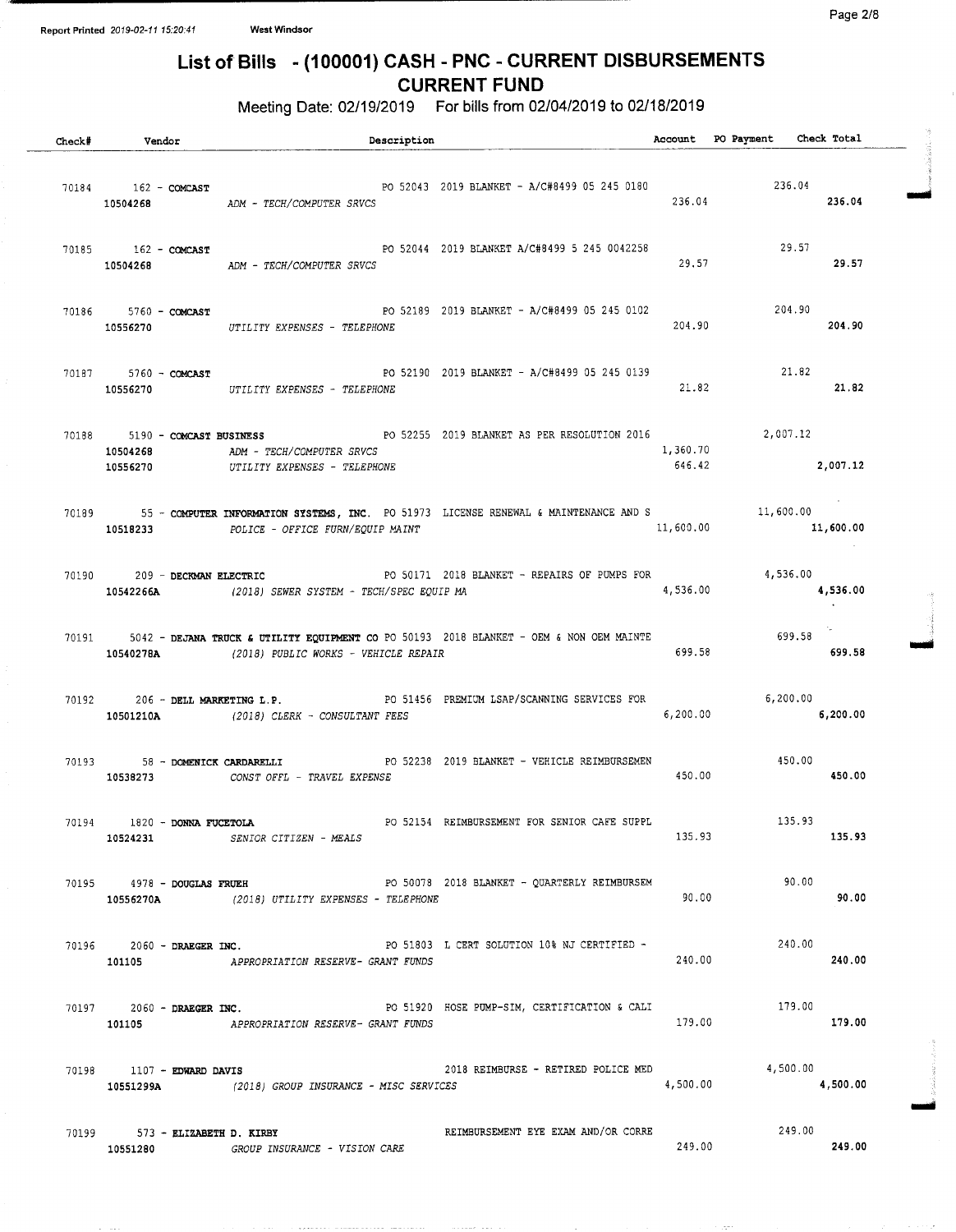# List of Bills - (100001) CASH - PNC - CURRENT DISBURSEMENTS

## CURRENT FUND

Meeting Date: 02/19/2019 For bills from 02/04/2019 to 02/18/2019

| Check# | Vendor | Description | Account | PO Payment | Check Total |
|---|---|---|---|---|---|
| 70184 | 162 - COMCAST | PO 52043 2019 BLANKET - A/C#8499 05 245 0180 | | 236.04 | |
| | 10504268 | ADM - TECH/COMPUTER SRVCS | 236.04 | | 236.04 |
| 70185 | 162 - COMCAST | PO 52044 2019 BLANKET A/C#8499 5 245 0042258 | | 29.57 | |
| | 10504268 | ADM - TECH/COMPUTER SRVCS | 29.57 | | 29.57 |
| 70186 | 5760 - COMCAST | PO 52189 2019 BLANKET - A/C#8499 05 245 0102 | | 204.90 | |
| | 10556270 | UTILITY EXPENSES - TELEPHONE | 204.90 | | 204.90 |
| 70187 | 5760 - COMCAST | PO 52190 2019 BLANKET - A/C#8499 05 245 0139 | | 21.82 | |
| | 10556270 | UTILITY EXPENSES - TELEPHONE | 21.82 | | 21.82 |
| 70188 | 5190 - COMCAST BUSINESS | PO 52255 2019 BLANKET AS PER RESOLUTION 2016 | | 2,007.12 | |
| | 10504268 | ADM - TECH/COMPUTER SRVCS | 1,360.70 | | |
| | 10556270 | UTILITY EXPENSES - TELEPHONE | 646.42 | | 2,007.12 |
| 70189 | 55 - COMPUTER INFORMATION SYSTEMS, INC. | PO 51973 LICENSE RENEWAL & MAINTENANCE AND S | | 11,600.00 | |
| | 10518233 | POLICE - OFFICE FURN/EQUIP MAINT | 11,600.00 | | 11,600.00 |
| 70190 | 209 - DECKMAN ELECTRIC | PO 50171 2018 BLANKET - REPAIRS OF PUMPS FOR | | 4,536.00 | |
| | 10542266A | (2018) SEWER SYSTEM - TECH/SPEC EQUIP MA | 4,536.00 | | 4,536.00 |
| 70191 | 5042 - DEJANA TRUCK & UTILITY EQUIPMENT CO | PO 50193 2018 BLANKET - OEM & NON OEM MAINTE | | 699.58 | |
| | 10540278A | (2018) PUBLIC WORKS - VEHICLE REPAIR | 699.58 | | 699.58 |
| 70192 | 206 - DELL MARKETING L.P. | PO 51456 PREMIUM LSAP/SCANNING SERVICES FOR | | 6,200.00 | |
| | 10501210A | (2018) CLERK - CONSULTANT FEES | 6,200.00 | | 6,200.00 |
| 70193 | 58 - DOMENICK CARDARELLI | PO 52238 2019 BLANKET - VEHICLE REIMBURSEMEN | | 450.00 | |
| | 10538273 | CONST OFFL - TRAVEL EXPENSE | 450.00 | | 450.00 |
| 70194 | 1820 - DONNA FUCETOLA | PO 52154 REIMBURSEMENT FOR SENIOR CAFE SUPPL | | 135.93 | |
| | 10524231 | SENIOR CITIZEN - MEALS | 135.93 | | 135.93 |
| 70195 | 4978 - DOUGLAS FRUEH | PO 50078 2018 BLANKET - QUARTERLY REIMBURSEM | | 90.00 | |
| | 10556270A | (2018) UTILITY EXPENSES - TELEPHONE | 90.00 | | 90.00 |
| 70196 | 2060 - DRAEGER INC. | PO 51803 L CERT SOLUTION 10% NJ CERTIFIED - | | 240.00 | |
| | 101105 | APPROPRIATION RESERVE- GRANT FUNDS | 240.00 | | 240.00 |
| 70197 | 2060 - DRAEGER INC. | PO 51920 HOSE PUMP-SIM, CERTIFICATION & CALI | | 179.00 | |
| | 101105 | APPROPRIATION RESERVE- GRANT FUNDS | 179.00 | | 179.00 |
| 70198 | 1107 - EDWARD DAVIS | 2018 REIMBURSE - RETIRED POLICE MED | | 4,500.00 | |
| | 10551299A | (2018) GROUP INSURANCE - MISC SERVICES | 4,500.00 | | 4,500.00 |
| 70199 | 573 - ELIZABETH D. KIRBY | REIMBURSEMENT EYE EXAM AND/OR CORRE | | 249.00 | |
| | 10551280 | GROUP INSURANCE - VISION CARE | 249.00 | | 249.00 |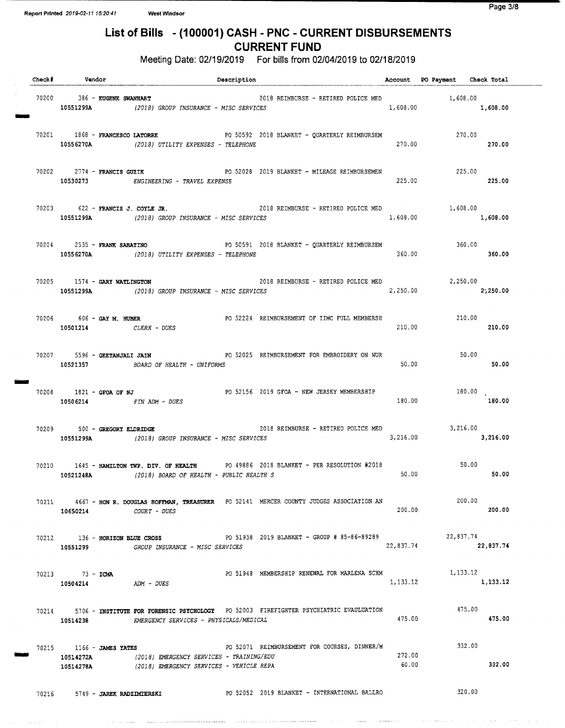# List of Bills - (100001) CASH - PNC - CURRENT DISBURSEMENTS
## CURRENT FUND

Meeting Date: 02/19/2019 For bills from 02/04/2019 to 02/18/2019

| Check# | Vendor | Description | Account | PO Payment | Check Total |
|---|---|---|---|---|---|
| 70200 | 386 - **EUGENE SWANHART** | 2018 REIMBURSE - RETIRED POLICE MED | | 1,608.00 | |
| | **10551299A** | *(2018) GROUP INSURANCE - MISC SERVICES* | 1,608.00 | | **1,608.00** |
| 70201 | 1868 - **FRANCESCO LATORRE** | PO 50592 2018 BLANKET - QUARTERLY REIMBURSEM | | 270.00 | |
| | **10556270A** | *(2018) UTILITY EXPENSES - TELEPHONE* | 270.00 | | **270.00** |
| 70202 | 2774 - **FRANCIS GUZIK** | PO 52028 2019 BLANKET - MILEAGE REIMBURSEMEN | | 225.00 | |
| | **10530273** | *ENGINEERING - TRAVEL EXPENSE* | 225.00 | | **225.00** |
| 70203 | 622 - **FRANCIS J. COYLE JR.** | 2018 REIMBURSE - RETIRED POLICE MED | | 1,608.00 | |
| | **10551299A** | *(2018) GROUP INSURANCE - MISC SERVICES* | 1,608.00 | | **1,608.00** |
| 70204 | 2535 - **FRANK SABATINO** | PO 50591 2018 BLANKET - QUARTERLY REIMBURSEM | | 360.00 | |
| | **10556270A** | *(2018) UTILITY EXPENSES - TELEPHONE* | 360.00 | | **360.00** |
| 70205 | 1574 - **GARY WATLINGTON** | 2018 REIMBURSE - RETIRED POLICE MED | | 2,250.00 | |
| | **10551299A** | *(2018) GROUP INSURANCE - MISC SERVICES* | 2,250.00 | | **2,250.00** |
| 70206 | 606 - **GAY M. HUBER** | PO 52224 REIMBURSEMENT OF IIMC FULL MEMBERSH | | 210.00 | |
| | **10501214** | *CLERK - DUES* | 210.00 | | **210.00** |
| 70207 | 5596 - **GEETANJALI JAIN** | PO 52025 REIMBURSEMENT FOR EMBROIDERY ON NUR | | 50.00 | |
| | **10521357** | *BOARD OF HEALTH - UNIFORMS* | 50.00 | | **50.00** |
| 70208 | 1821 - **GFOA OF NJ** | PO 52156 2019 GFOA - NEW JERSEY MEMBERSHIP | | 180.00 | |
| | **10506214** | *FIN ADM - DUES* | 180.00 | | **180.00** |
| 70209 | 500 - **GREGORY ELDRIDGE** | 2018 REIMBURSE - RETIRED POLICE MED | | 3,216.00 | |
| | **10551299A** | *(2018) GROUP INSURANCE - MISC SERVICES* | 3,216.00 | | **3,216.00** |
| 70210 | 1645 - **HAMILTON TWP. DIV. OF HEALTH** | PO 49886 2018 BLANKET - PER RESOLUTION #2018 | | 50.00 | |
| | **10521248A** | *(2018) BOARD OF HEALTH - PUBLIC HEALTH S* | 50.00 | | **50.00** |
| 70211 | 4667 - **HON R. DOUGLAS HOFFMAN, TREASURER** | PO 52141 MERCER COUNTY JUDGES ASSOCIATION AN | | 200.00 | |
| | **10650214** | *COURT - DUES* | 200.00 | | **200.00** |
| 70212 | 136 - **HORIZON BLUE CROSS** | PO 51938 2019 BLANKET - GROUP # 85-86-89289 | | 22,837.74 | |
| | **10551299** | *GROUP INSURANCE - MISC SERVICES* | 22,837.74 | | **22,837.74** |
| 70213 | 73 - **ICMA** | PO 51948 MEMBERSHIP RENEWAL FOR MARLENA SCHM | | 1,133.12 | |
| | **10504214** | *ADM - DUES* | 1,133.12 | | **1,133.12** |
| 70214 | 5706 - **INSTITUTE FOR FORENSIC PSYCHOLOGY** | PO 52003 FIREFIGHTER PSYCHIATRIC EVALUATION | | 475.00 | |
| | **10514238** | *EMERGENCY SERVICES - PHYSICALS/MEDICAL* | 475.00 | | **475.00** |
| 70215 | 1166 - **JAMES YATES** | PO 52071 REIMBURSEMENT FOR COURSES, DINNER/M | | 332.00 | |
| | **10514272A** | *(2018) EMERGENCY SERVICES - TRAINING/EDU* | 272.00 | | |
| | **10514278A** | *(2018) EMERGENCY SERVICES - VEHICLE REPA* | 60.00 | | **332.00** |
| 70216 | 5749 - **JAREK RADZIMIERSKI** | PO 52052 2019 BLANKET - INTERNATIONAL BALLRO | | 320.00 | |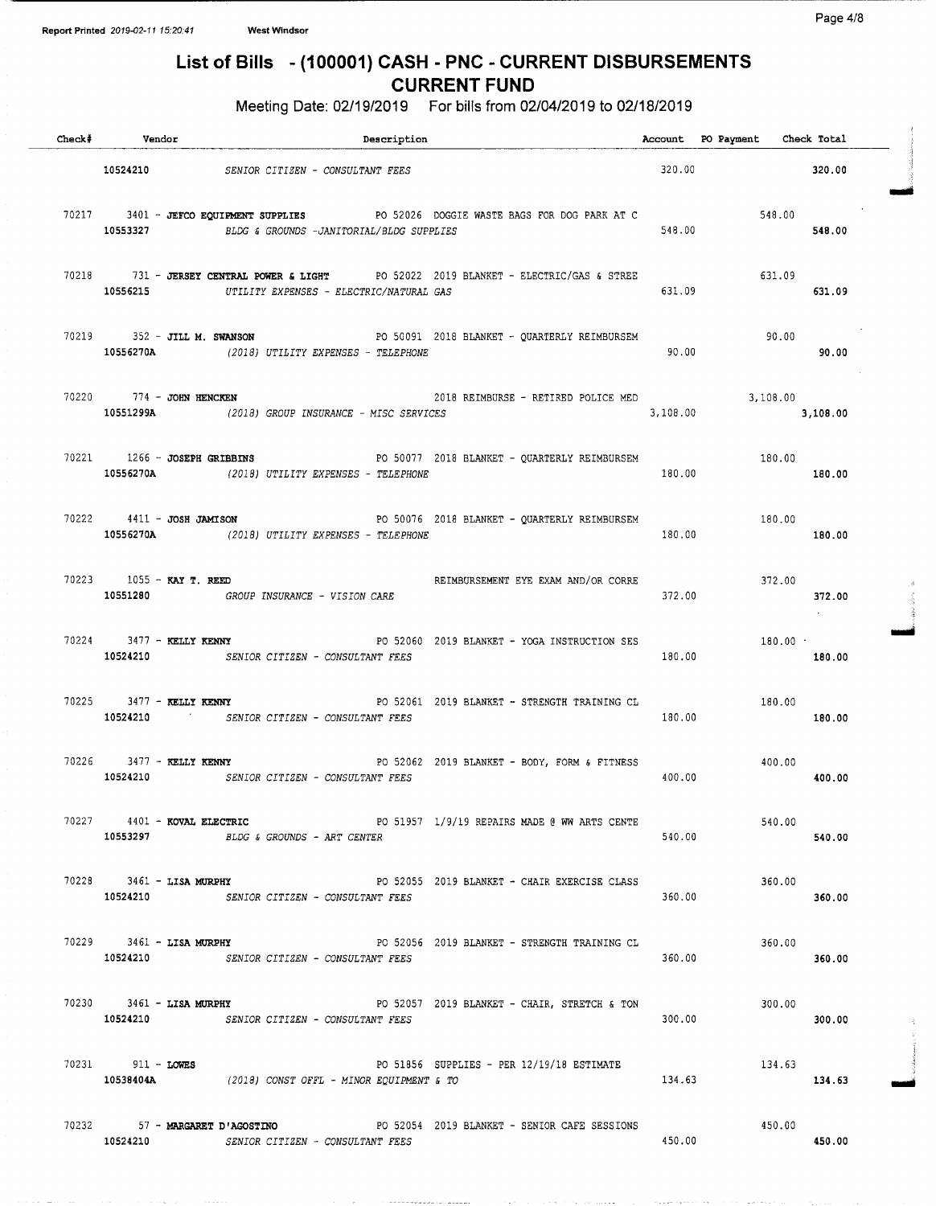Report Printed 2019-02-11 15:20:41 West Windsor

# List of Bills - (100001) CASH - PNC - CURRENT DISBURSEMENTS
## CURRENT FUND

Meeting Date: 02/19/2019 For bills from 02/04/2019 to 02/18/2019

| Check# | Vendor | Description | Account | PO Payment | Check Total |
|---|---|---|---|---|---|
| | 10524210 | SENIOR CITIZEN - CONSULTANT FEES | 320.00 | | 320.00 |
| 70217 | 3401 - **JEFCO EQUIPMENT SUPPLIES** | PO 52026 DOGGIE WASTE BAGS FOR DOG PARK AT C | | 548.00 | |
| | 10553327 | BLDG & GROUNDS -JANITORIAL/BLDG SUPPLIES | 548.00 | | 548.00 |
| 70218 | 731 - **JERSEY CENTRAL POWER & LIGHT** | PO 52022 2019 BLANKET - ELECTRIC/GAS & STREE | | 631.09 | |
| | 10556215 | UTILITY EXPENSES - ELECTRIC/NATURAL GAS | 631.09 | | 631.09 |
| 70219 | 352 - **JILL M. SWANSON** | PO 50091 2018 BLANKET - QUARTERLY REIMBURSEM | | 90.00 | |
| | 10556270A | (2018) UTILITY EXPENSES - TELEPHONE | 90.00 | | 90.00 |
| 70220 | 774 - **JOHN HENCKEN** | 2018 REIMBURSE - RETIRED POLICE MED | | 3,108.00 | |
| | 10551299A | (2018) GROUP INSURANCE - MISC SERVICES | 3,108.00 | | 3,108.00 |
| 70221 | 1266 - **JOSEPH GRIBBINS** | PO 50077 2018 BLANKET - QUARTERLY REIMBURSEM | | 180.00 | |
| | 10556270A | (2018) UTILITY EXPENSES - TELEPHONE | 180.00 | | 180.00 |
| 70222 | 4411 - **JOSH JAMISON** | PO 50076 2018 BLANKET - QUARTERLY REIMBURSEM | | 180.00 | |
| | 10556270A | (2018) UTILITY EXPENSES - TELEPHONE | 180.00 | | 180.00 |
| 70223 | 1055 - **KAY T. REED** | REIMBURSEMENT EYE EXAM AND/OR CORRE | | 372.00 | |
| | 10551280 | GROUP INSURANCE - VISION CARE | 372.00 | | 372.00 |
| 70224 | 3477 - **KELLY KENNY** | PO 52060 2019 BLANKET - YOGA INSTRUCTION SES | | 180.00 | |
| | 10524210 | SENIOR CITIZEN - CONSULTANT FEES | 180.00 | | 180.00 |
| 70225 | 3477 - **KELLY KENNY** | PO 52061 2019 BLANKET - STRENGTH TRAINING CL | | 180.00 | |
| | 10524210 | SENIOR CITIZEN - CONSULTANT FEES | 180.00 | | 180.00 |
| 70226 | 3477 - **KELLY KENNY** | PO 52062 2019 BLANKET - BODY, FORM & FITNESS | | 400.00 | |
| | 10524210 | SENIOR CITIZEN - CONSULTANT FEES | 400.00 | | 400.00 |
| 70227 | 4401 - **KOVAL ELECTRIC** | PO 51957 1/9/19 REPAIRS MADE @ WW ARTS CENTE | | 540.00 | |
| | 10553297 | BLDG & GROUNDS - ART CENTER | 540.00 | | 540.00 |
| 70228 | 3461 - **LISA MURPHY** | PO 52055 2019 BLANKET - CHAIR EXERCISE CLASS | | 360.00 | |
| | 10524210 | SENIOR CITIZEN - CONSULTANT FEES | 360.00 | | 360.00 |
| 70229 | 3461 - **LISA MURPHY** | PO 52056 2019 BLANKET - STRENGTH TRAINING CL | | 360.00 | |
| | 10524210 | SENIOR CITIZEN - CONSULTANT FEES | 360.00 | | 360.00 |
| 70230 | 3461 - **LISA MURPHY** | PO 52057 2019 BLANKET - CHAIR, STRETCH & TON | | 300.00 | |
| | 10524210 | SENIOR CITIZEN - CONSULTANT FEES | 300.00 | | 300.00 |
| 70231 | 911 - **LOWES** | PO 51856 SUPPLIES - PER 12/19/18 ESTIMATE | | 134.63 | |
| | 10538404A | (2018) CONST OFFL - MINOR EQUIPMENT & TO | 134.63 | | 134.63 |
| 70232 | 57 - **MARGARET D'AGOSTINO** | PO 52054 2019 BLANKET - SENIOR CAFE SESSIONS | | 450.00 | |
| | 10524210 | SENIOR CITIZEN - CONSULTANT FEES | 450.00 | | 450.00 |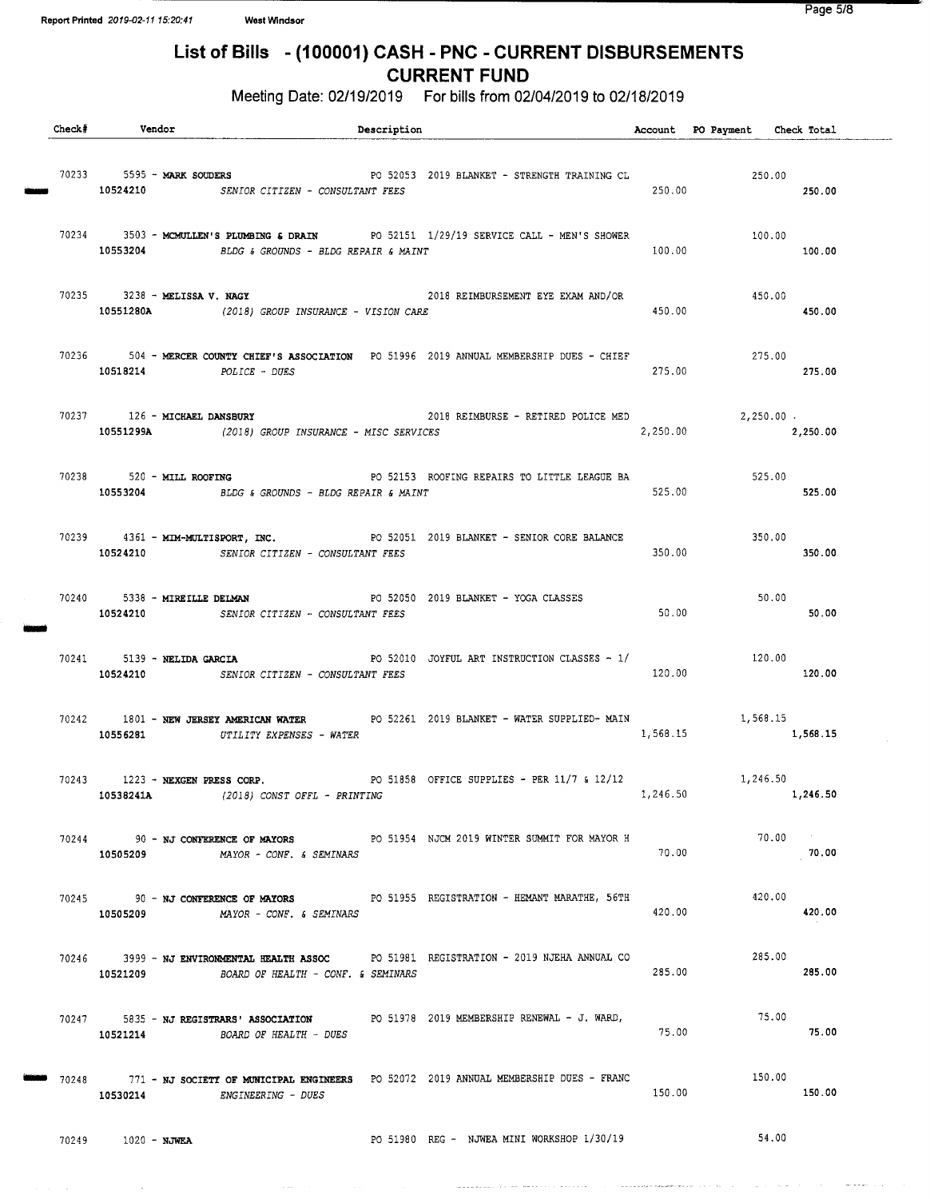# List of Bills - (100001) CASH - PNC - CURRENT DISBURSEMENTS

## CURRENT FUND

Meeting Date: 02/19/2019 For bills from 02/04/2019 to 02/18/2019

| Check# | Vendor | Description | Account | PO Payment | Check Total |
|---|---|---|---|---|---|
| 70233 | 5595 - MARK SOUDERS | PO 52053 2019 BLANKET - STRENGTH TRAINING CL | | 250.00 | |
| | 10524210 | SENIOR CITIZEN - CONSULTANT FEES | 250.00 | | 250.00 |
| 70234 | 3503 - MCMULLEN'S PLUMBING & DRAIN | PO 52151 1/29/19 SERVICE CALL - MEN'S SHOWER | | 100.00 | |
| | 10553204 | BLDG & GROUNDS - BLDG REPAIR & MAINT | 100.00 | | 100.00 |
| 70235 | 3238 - MELISSA V. NAGY | 2018 REIMBURSEMENT EYE EXAM AND/OR | | 450.00 | |
| | 10551280A | (2018) GROUP INSURANCE - VISION CARE | 450.00 | | 450.00 |
| 70236 | 504 - MERCER COUNTY CHIEF'S ASSOCIATION | PO 51996 2019 ANNUAL MEMBERSHIP DUES - CHIEF | | 275.00 | |
| | 10518214 | POLICE - DUES | 275.00 | | 275.00 |
| 70237 | 126 - MICHAEL DANSBURY | 2018 REIMBURSE - RETIRED POLICE MED | | 2,250.00 | |
| | 10551299A | (2018) GROUP INSURANCE - MISC SERVICES | 2,250.00 | | 2,250.00 |
| 70238 | 520 - MILL ROOFING | PO 52153 ROOFING REPAIRS TO LITTLE LEAGUE BA | | 525.00 | |
| | 10553204 | BLDG & GROUNDS - BLDG REPAIR & MAINT | 525.00 | | 525.00 |
| 70239 | 4361 - MIM-MULTISPORT, INC. | PO 52051 2019 BLANKET - SENIOR CORE BALANCE | | 350.00 | |
| | 10524210 | SENIOR CITIZEN - CONSULTANT FEES | 350.00 | | 350.00 |
| 70240 | 5338 - MIREILLE DELMAN | PO 52050 2019 BLANKET - YOGA CLASSES | | 50.00 | |
| | 10524210 | SENIOR CITIZEN - CONSULTANT FEES | 50.00 | | 50.00 |
| 70241 | 5139 - NELIDA GARCIA | PO 52010 JOYFUL ART INSTRUCTION CLASSES - 1/ | | 120.00 | |
| | 10524210 | SENIOR CITIZEN - CONSULTANT FEES | 120.00 | | 120.00 |
| 70242 | 1801 - NEW JERSEY AMERICAN WATER | PO 52261 2019 BLANKET - WATER SUPPLIED- MAIN | | 1,568.15 | |
| | 10556281 | UTILITY EXPENSES - WATER | 1,568.15 | | 1,568.15 |
| 70243 | 1223 - NEXGEN PRESS CORP. | PO 51858 OFFICE SUPPLIES - PER 11/7 & 12/12 | | 1,246.50 | |
| | 10538241A | (2018) CONST OFFL - PRINTING | 1,246.50 | | 1,246.50 |
| 70244 | 90 - NJ CONFERENCE OF MAYORS | PO 51954 NJCM 2019 WINTER SUMMIT FOR MAYOR H | | 70.00 | |
| | 10505209 | MAYOR - CONF. & SEMINARS | 70.00 | | 70.00 |
| 70245 | 90 - NJ CONFERENCE OF MAYORS | PO 51955 REGISTRATION - HEMANT MARATHE, 56TH | | 420.00 | |
| | 10505209 | MAYOR - CONF. & SEMINARS | 420.00 | | 420.00 |
| 70246 | 3999 - NJ ENVIRONMENTAL HEALTH ASSOC | PO 51981 REGISTRATION - 2019 NJEHA ANNUAL CO | | 285.00 | |
| | 10521209 | BOARD OF HEALTH - CONF. & SEMINARS | 285.00 | | 285.00 |
| 70247 | 5835 - NJ REGISTRARS' ASSOCIATION | PO 51978 2019 MEMBERSHIP RENEWAL - J. WARD, | | 75.00 | |
| | 10521214 | BOARD OF HEALTH - DUES | 75.00 | | 75.00 |
| 70248 | 771 - NJ SOCIETY OF MUNICIPAL ENGINEERS | PO 52072 2019 ANNUAL MEMBERSHIP DUES - FRANC | | 150.00 | |
| | 10530214 | ENGINEERING - DUES | 150.00 | | 150.00 |
| 70249 | 1020 - NJWEA | PO 51980 REG - NJWEA MINI WORKSHOP 1/30/19 | | 54.00 | |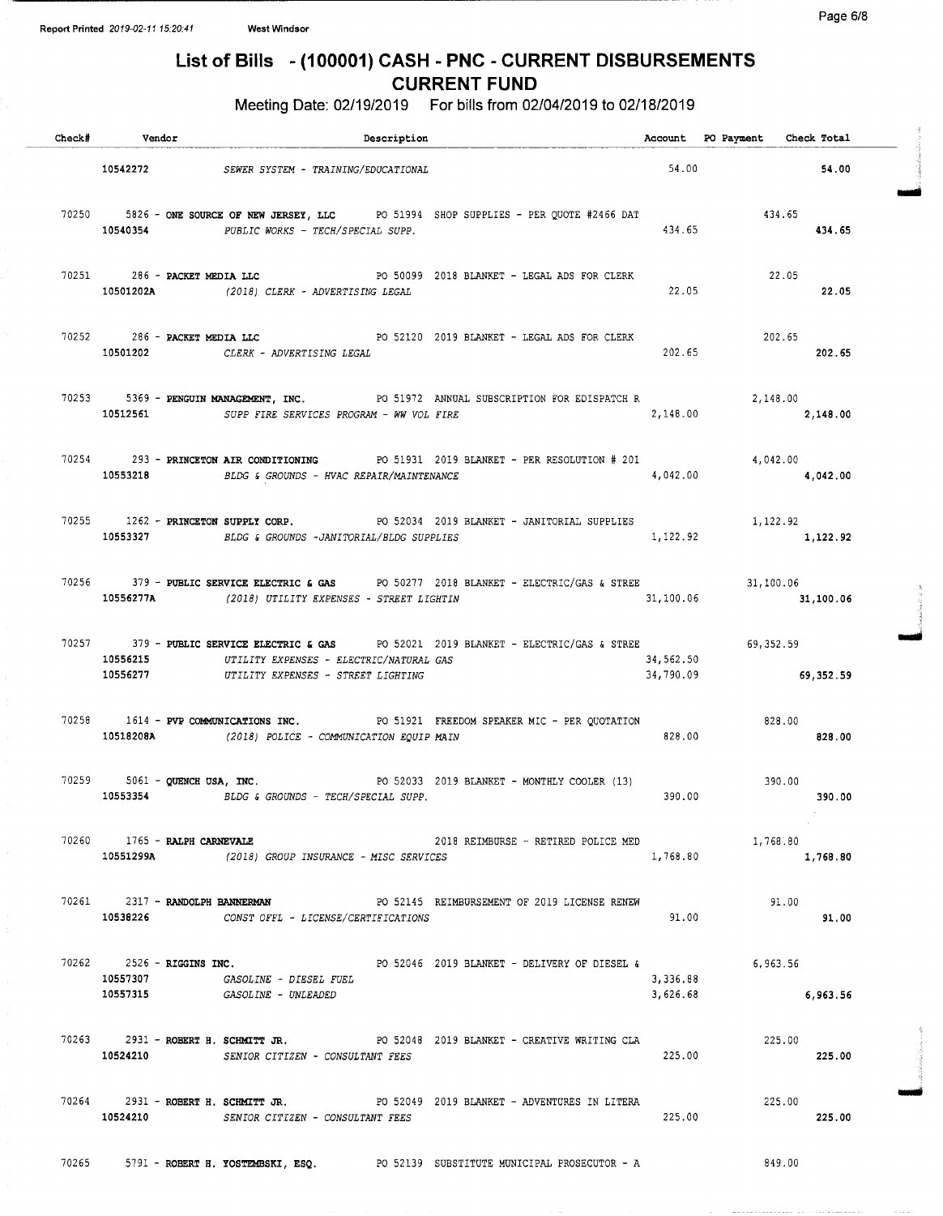# List of Bills - (100001) CASH - PNC - CURRENT DISBURSEMENTS

## CURRENT FUND

Meeting Date: 02/19/2019 For bills from 02/04/2019 to 02/18/2019

| Check# | Vendor | Description | Account | PO Payment | Check Total |
|---|---|---|---|---|---|
| | 10542272 | SEWER SYSTEM - TRAINING/EDUCATIONAL | 54.00 | | 54.00 |
| 70250 | 5826 - ONE SOURCE OF NEW JERSEY, LLC | PO 51994 SHOP SUPPLIES - PER QUOTE #2466 DAT | | 434.65 | |
| | 10540354 | PUBLIC WORKS - TECH/SPECIAL SUPP. | 434.65 | | 434.65 |
| 70251 | 286 - PACKET MEDIA LLC | PO 50099 2018 BLANKET - LEGAL ADS FOR CLERK | | 22.05 | |
| | 10501202A | (2018) CLERK - ADVERTISING LEGAL | 22.05 | | 22.05 |
| 70252 | 286 - PACKET MEDIA LLC | PO 52120 2019 BLANKET - LEGAL ADS FOR CLERK | | 202.65 | |
| | 10501202 | CLERK - ADVERTISING LEGAL | 202.65 | | 202.65 |
| 70253 | 5369 - PENGUIN MANAGEMENT, INC. | PO 51972 ANNUAL SUBSCRIPTION FOR EDISPATCH R | | 2,148.00 | |
| | 10512561 | SUPP FIRE SERVICES PROGRAM - WW VOL FIRE | 2,148.00 | | 2,148.00 |
| 70254 | 293 - PRINCETON AIR CONDITIONING | PO 51931 2019 BLANKET - PER RESOLUTION # 201 | | 4,042.00 | |
| | 10553218 | BLDG & GROUNDS - HVAC REPAIR/MAINTENANCE | 4,042.00 | | 4,042.00 |
| 70255 | 1262 - PRINCETON SUPPLY CORP. | PO 52034 2019 BLANKET - JANITORIAL SUPPLIES | | 1,122.92 | |
| | 10553327 | BLDG & GROUNDS -JANITORIAL/BLDG SUPPLIES | 1,122.92 | | 1,122.92 |
| 70256 | 379 - PUBLIC SERVICE ELECTRIC & GAS | PO 50277 2018 BLANKET - ELECTRIC/GAS & STREE | | 31,100.06 | |
| | 10556277A | (2018) UTILITY EXPENSES - STREET LIGHTIN | 31,100.06 | | 31,100.06 |
| 70257 | 379 - PUBLIC SERVICE ELECTRIC & GAS | PO 52021 2019 BLANKET - ELECTRIC/GAS & STREE | | 69,352.59 | |
| | 10556215 | UTILITY EXPENSES - ELECTRIC/NATURAL GAS | 34,562.50 | | |
| | 10556277 | UTILITY EXPENSES - STREET LIGHTING | 34,790.09 | | 69,352.59 |
| 70258 | 1614 - PVP COMMUNICATIONS INC. | PO 51921 FREEDOM SPEAKER MIC - PER QUOTATION | | 828.00 | |
| | 10518208A | (2018) POLICE - COMMUNICATION EQUIP MAIN | 828.00 | | 828.00 |
| 70259 | 5061 - QUENCH USA, INC. | PO 52033 2019 BLANKET - MONTHLY COOLER (13) | | 390.00 | |
| | 10553354 | BLDG & GROUNDS - TECH/SPECIAL SUPP. | 390.00 | | 390.00 |
| 70260 | 1765 - RALPH CARNEVALE | 2018 REIMBURSE - RETIRED POLICE MED | | 1,768.80 | |
| | 10551299A | (2018) GROUP INSURANCE - MISC SERVICES | 1,768.80 | | 1,768.80 |
| 70261 | 2317 - RANDOLPH BANNERMAN | PO 52145 REIMBURSEMENT OF 2019 LICENSE RENEW | | 91.00 | |
| | 10538226 | CONST OFFL - LICENSE/CERTIFICATIONS | 91.00 | | 91.00 |
| 70262 | 2526 - RIGGINS INC. | PO 52046 2019 BLANKET - DELIVERY OF DIESEL & | | 6,963.56 | |
| | 10557307 | GASOLINE - DIESEL FUEL | 3,336.88 | | |
| | 10557315 | GASOLINE - UNLEADED | 3,626.68 | | 6,963.56 |
| 70263 | 2931 - ROBERT H. SCHMITT JR. | PO 52048 2019 BLANKET - CREATIVE WRITING CLA | | 225.00 | |
| | 10524210 | SENIOR CITIZEN - CONSULTANT FEES | 225.00 | | 225.00 |
| 70264 | 2931 - ROBERT H. SCHMITT JR. | PO 52049 2019 BLANKET - ADVENTURES IN LITERA | | 225.00 | |
| | 10524210 | SENIOR CITIZEN - CONSULTANT FEES | 225.00 | | 225.00 |
| 70265 | 5791 - ROBERT H. YOSTEMBSKI, ESQ. | PO 52139 SUBSTITUTE MUNICIPAL PROSECUTOR - A | | 849.00 | |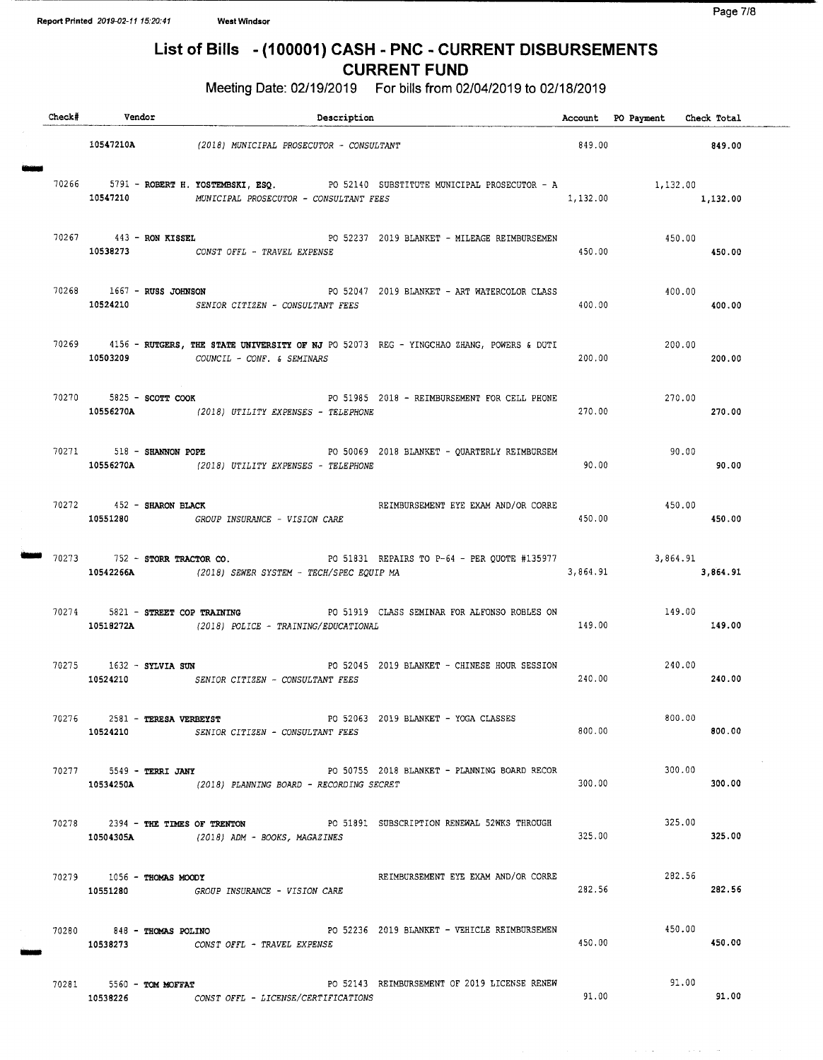# List of Bills - (100001) CASH - PNC - CURRENT DISBURSEMENTS

## CURRENT FUND

Meeting Date: 02/19/2019 For bills from 02/04/2019 to 02/18/2019

| Check# | Vendor | Description | Account | PO Payment | Check Total |
|---|---|---|---|---|---|
| | 10547210A | (2018) MUNICIPAL PROSECUTOR - CONSULTANT | 849.00 | | **849.00** |
| 70266 | 5791 - **ROBERT H. YOSTEMBSKI, ESQ.** | PO 52140 SUBSTITUTE MUNICIPAL PROSECUTOR - A | | 1,132.00 | |
| | 10547210 | MUNICIPAL PROSECUTOR - CONSULTANT FEES | 1,132.00 | | **1,132.00** |
| 70267 | 443 - **RON KISSEL** | PO 52237 2019 BLANKET - MILEAGE REIMBURSEMEN | | 450.00 | |
| | 10538273 | CONST OFFL - TRAVEL EXPENSE | 450.00 | | **450.00** |
| 70268 | 1667 - **RUSS JOHNSON** | PO 52047 2019 BLANKET - ART WATERCOLOR CLASS | | 400.00 | |
| | 10524210 | SENIOR CITIZEN - CONSULTANT FEES | 400.00 | | **400.00** |
| 70269 | 4156 - **RUTGERS, THE STATE UNIVERSITY OF NJ** | PO 52073 REG - YINGCHAO ZHANG, POWERS & DUTI | | 200.00 | |
| | 10503209 | COUNCIL - CONF. & SEMINARS | 200.00 | | **200.00** |
| 70270 | 5825 - **SCOTT COOK** | PO 51985 2018 - REIMBURSEMENT FOR CELL PHONE | | 270.00 | |
| | 10556270A | (2018) UTILITY EXPENSES - TELEPHONE | 270.00 | | **270.00** |
| 70271 | 518 - **SHANNON POPE** | PO 50069 2018 BLANKET - QUARTERLY REIMBURSEM | | 90.00 | |
| | 10556270A | (2018) UTILITY EXPENSES - TELEPHONE | 90.00 | | **90.00** |
| 70272 | 452 - **SHARON BLACK** | REIMBURSEMENT EYE EXAM AND/OR CORRE | | 450.00 | |
| | 10551280 | GROUP INSURANCE - VISION CARE | 450.00 | | **450.00** |
| 70273 | 752 - **STORR TRACTOR CO.** | PO 51831 REPAIRS TO P-64 - PER QUOTE #135977 | | 3,864.91 | |
| | 10542266A | (2018) SEWER SYSTEM - TECH/SPEC EQUIP MA | 3,864.91 | | **3,864.91** |
| 70274 | 5821 - **STREET COP TRAINING** | PO 51919 CLASS SEMINAR FOR ALFONSO ROBLES ON | | 149.00 | |
| | 10518272A | (2018) POLICE - TRAINING/EDUCATIONAL | 149.00 | | **149.00** |
| 70275 | 1632 - **SYLVIA SUN** | PO 52045 2019 BLANKET - CHINESE HOUR SESSION | | 240.00 | |
| | 10524210 | SENIOR CITIZEN - CONSULTANT FEES | 240.00 | | **240.00** |
| 70276 | 2581 - **TERESA VERBEYST** | PO 52063 2019 BLANKET - YOGA CLASSES | | 800.00 | |
| | 10524210 | SENIOR CITIZEN - CONSULTANT FEES | 800.00 | | **800.00** |
| 70277 | 5549 - **TERRI JANY** | PO 50755 2018 BLANKET - PLANNING BOARD RECOR | | 300.00 | |
| | 10534250A | (2018) PLANNING BOARD - RECORDING SECRET | 300.00 | | **300.00** |
| 70278 | 2394 - **THE TIMES OF TRENTON** | PO 51891 SUBSCRIPTION RENEWAL 52WKS THROUGH | | 325.00 | |
| | 10504305A | (2018) ADM - BOOKS, MAGAZINES | 325.00 | | **325.00** |
| 70279 | 1056 - **THOMAS MOODY** | REIMBURSEMENT EYE EXAM AND/OR CORRE | | 282.56 | |
| | 10551280 | GROUP INSURANCE - VISION CARE | 282.56 | | **282.56** |
| 70280 | 848 - **THOMAS POLINO** | PO 52236 2019 BLANKET - VEHICLE REIMBURSEMEN | | 450.00 | |
| | 10538273 | CONST OFFL - TRAVEL EXPENSE | 450.00 | | **450.00** |
| 70281 | 5560 - **TOM MOFFAT** | PO 52143 REIMBURSEMENT OF 2019 LICENSE RENEW | | 91.00 | |
| | 10538226 | CONST OFFL - LICENSE/CERTIFICATIONS | 91.00 | | **91.00** |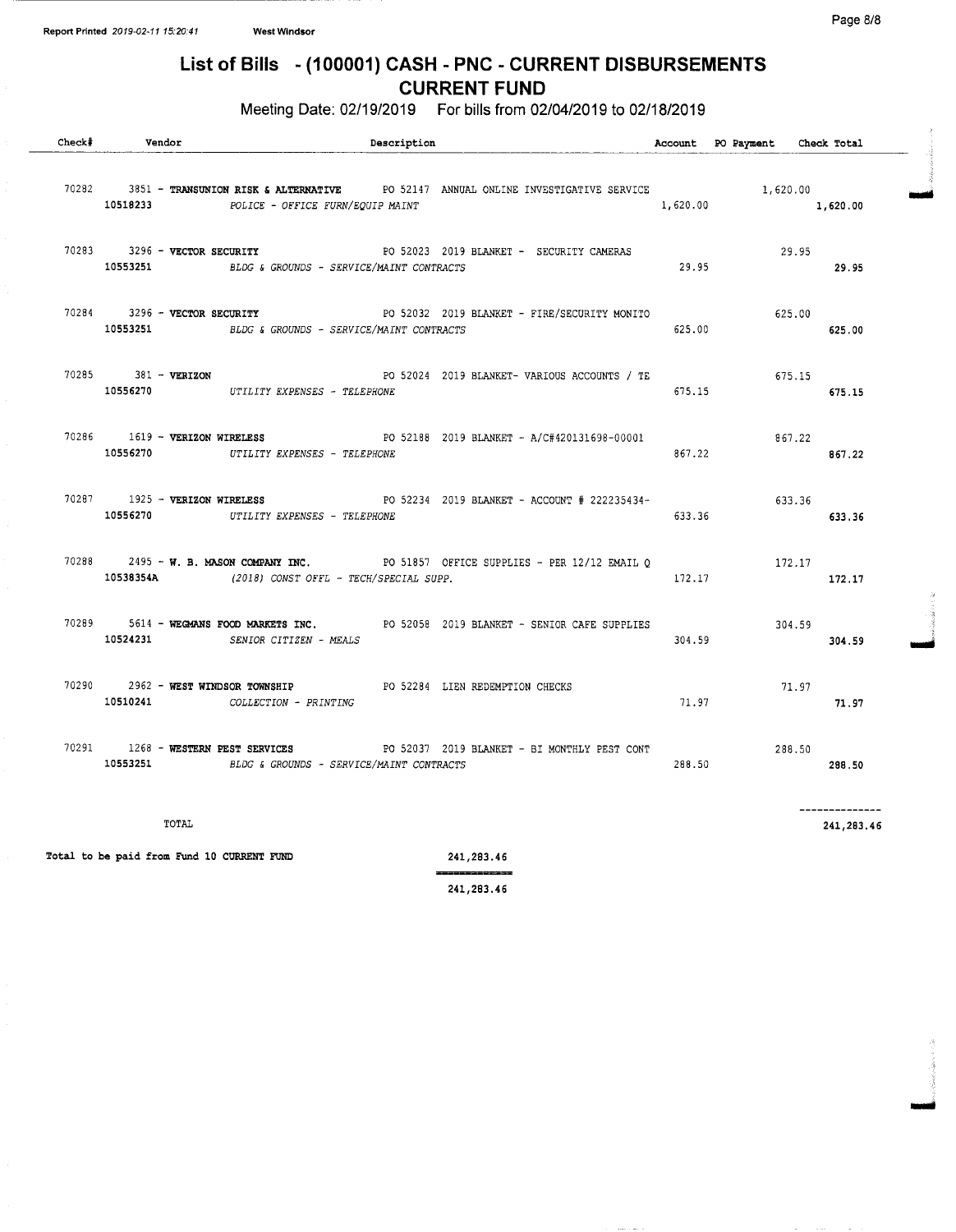# List of Bills - (100001) CASH - PNC - CURRENT DISBURSEMENTS
## CURRENT FUND

Meeting Date: 02/19/2019 For bills from 02/04/2019 to 02/18/2019

| Check# | Vendor | Description | Account | PO Payment | Check Total |
|---|---|---|---|---|---|
| 70282 | 3851 - **TRANSUNION RISK & ALTERNATIVE** | PO 52147 ANNUAL ONLINE INVESTIGATIVE SERVICE | | 1,620.00 | |
| | 10518233 | *POLICE - OFFICE FURN/EQUIP MAINT* | 1,620.00 | | **1,620.00** |
| 70283 | 3296 - **VECTOR SECURITY** | PO 52023 2019 BLANKET - SECURITY CAMERAS | | 29.95 | |
| | 10553251 | *BLDG & GROUNDS - SERVICE/MAINT CONTRACTS* | 29.95 | | **29.95** |
| 70284 | 3296 - **VECTOR SECURITY** | PO 52032 2019 BLANKET - FIRE/SECURITY MONITO | | 625.00 | |
| | 10553251 | *BLDG & GROUNDS - SERVICE/MAINT CONTRACTS* | 625.00 | | **625.00** |
| 70285 | 381 - **VERIZON** | PO 52024 2019 BLANKET- VARIOUS ACCOUNTS / TE | | 675.15 | |
| | 10556270 | *UTILITY EXPENSES - TELEPHONE* | 675.15 | | **675.15** |
| 70286 | 1619 - **VERIZON WIRELESS** | PO 52188 2019 BLANKET - A/C#420131698-00001 | | 867.22 | |
| | 10556270 | *UTILITY EXPENSES - TELEPHONE* | 867.22 | | **867.22** |
| 70287 | 1925 - **VERIZON WIRELESS** | PO 52234 2019 BLANKET - ACCOUNT # 222235434- | | 633.36 | |
| | 10556270 | *UTILITY EXPENSES - TELEPHONE* | 633.36 | | **633.36** |
| 70288 | 2495 - **W. B. MASON COMPANY INC.** | PO 51857 OFFICE SUPPLIES - PER 12/12 EMAIL Q | | 172.17 | |
| | 10538354A | *(2018) CONST OFFL - TECH/SPECIAL SUPP.* | 172.17 | | **172.17** |
| 70289 | 5614 - **WEGMANS FOOD MARKETS INC.** | PO 52058 2019 BLANKET - SENIOR CAFE SUPPLIES | | 304.59 | |
| | 10524231 | *SENIOR CITIZEN - MEALS* | 304.59 | | **304.59** |
| 70290 | 2962 - **WEST WINDSOR TOWNSHIP** | PO 52284 LIEN REDEMPTION CHECKS | | 71.97 | |
| | 10510241 | *COLLECTION - PRINTING* | 71.97 | | **71.97** |
| 70291 | 1268 - **WESTERN PEST SERVICES** | PO 52037 2019 BLANKET - BI MONTHLY PEST CONT | | 288.50 | |
| | 10553251 | *BLDG & GROUNDS - SERVICE/MAINT CONTRACTS* | 288.50 | | **288.50** |
| | TOTAL | | | | 241,283.46 |

**Total to be paid from Fund 10 CURRENT FUND** 241,283.46

241,283.46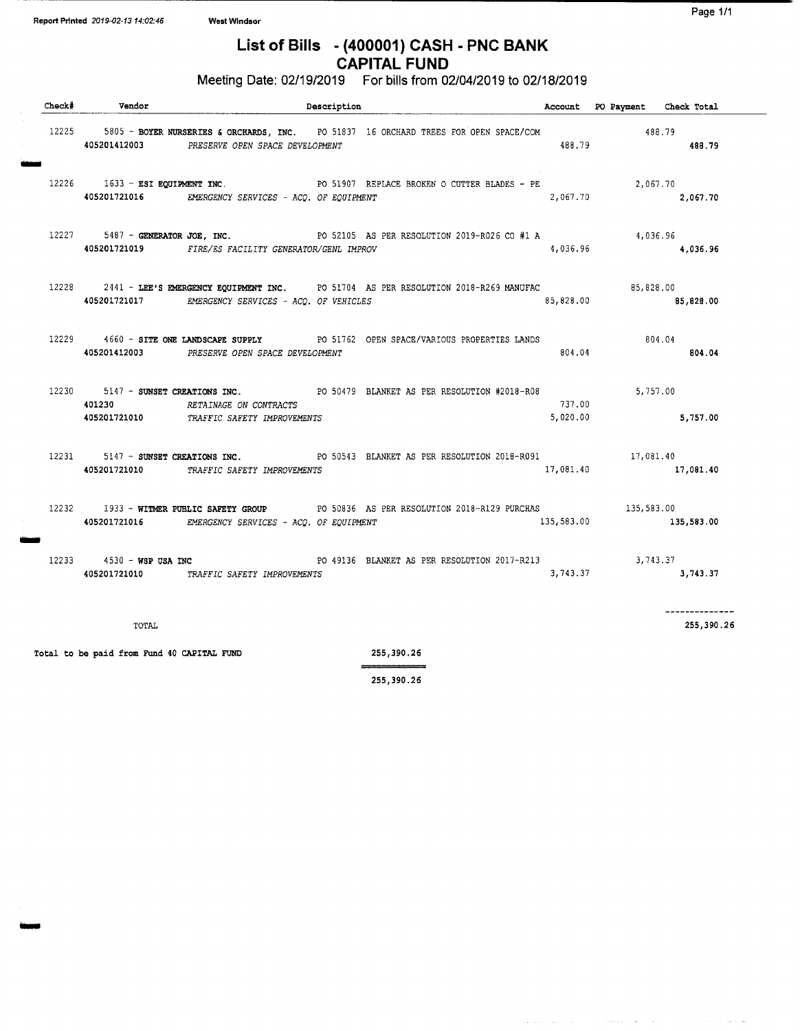Report Printed 2019-02-13 14:02:46 West Windsor

# List of Bills - (400001) CASH - PNC BANK
## CAPITAL FUND

Meeting Date: 02/19/2019 For bills from 02/04/2019 to 02/18/2019

| Check# | Vendor | Description | Account | PO Payment | Check Total |
|---|---|---|---|---|---|
| 12225 | 5805 - **BOYER NURSERIES & ORCHARDS, INC.** | PO 51837 16 ORCHARD TREES FOR OPEN SPACE/COM | | 488.79 | |
| | **405201412003** | *PRESERVE OPEN SPACE DEVELOPMENT* | 488.79 | | **488.79** |
| 12226 | 1633 - **ESI EQUIPMENT INC.** | PO 51907 REPLACE BROKEN O CUTTER BLADES - PE | | 2,067.70 | |
| | **405201721016** | *EMERGENCY SERVICES - ACQ. OF EQUIPMENT* | 2,067.70 | | **2,067.70** |
| 12227 | 5487 - **GENERATOR JOE, INC.** | PO 52105 AS PER RESOLUTION 2019-R026 CO #1 A | | 4,036.96 | |
| | **405201721019** | *FIRE/ES FACILITY GENERATOR/GENL IMPROV* | 4,036.96 | | **4,036.96** |
| 12228 | 2441 - **LEE'S EMERGENCY EQUIPMENT INC.** | PO 51704 AS PER RESOLUTION 2018-R269 MANUFAC | | 85,828.00 | |
| | **405201721017** | *EMERGENCY SERVICES - ACQ. OF VEHICLES* | 85,828.00 | | **85,828.00** |
| 12229 | 4660 - **SITE ONE LANDSCAPE SUPPLY** | PO 51762 OPEN SPACE/VARIOUS PROPERTIES LANDS | | 804.04 | |
| | **405201412003** | *PRESERVE OPEN SPACE DEVELOPMENT* | 804.04 | | **804.04** |
| 12230 | 5147 - **SUNSET CREATIONS INC.** | PO 50479 BLANKET AS PER RESOLUTION #2018-R08 | | 5,757.00 | |
| | **401230** | *RETAINAGE ON CONTRACTS* | 737.00 | | |
| | **405201721010** | *TRAFFIC SAFETY IMPROVEMENTS* | 5,020.00 | | **5,757.00** |
| 12231 | 5147 - **SUNSET CREATIONS INC.** | PO 50543 BLANKET AS PER RESOLUTION 2018-R091 | | 17,081.40 | |
| | **405201721010** | *TRAFFIC SAFETY IMPROVEMENTS* | 17,081.40 | | **17,081.40** |
| 12232 | 1933 - **WITMER PUBLIC SAFETY GROUP** | PO 50836 AS PER RESOLUTION 2018-R129 PURCHAS | | 135,583.00 | |
| | **405201721016** | *EMERGENCY SERVICES - ACQ. OF EQUIPMENT* | 135,583.00 | | **135,583.00** |
| 12233 | 4530 - **WSP USA INC** | PO 49136 BLANKET AS PER RESOLUTION 2017-R213 | | 3,743.37 | |
| | **405201721010** | *TRAFFIC SAFETY IMPROVEMENTS* | 3,743.37 | | **3,743.37** |
| | TOTAL | | | | 255,390.26 |

Total to be paid from Fund 40 CAPITAL FUND 255,390.26

255,390.26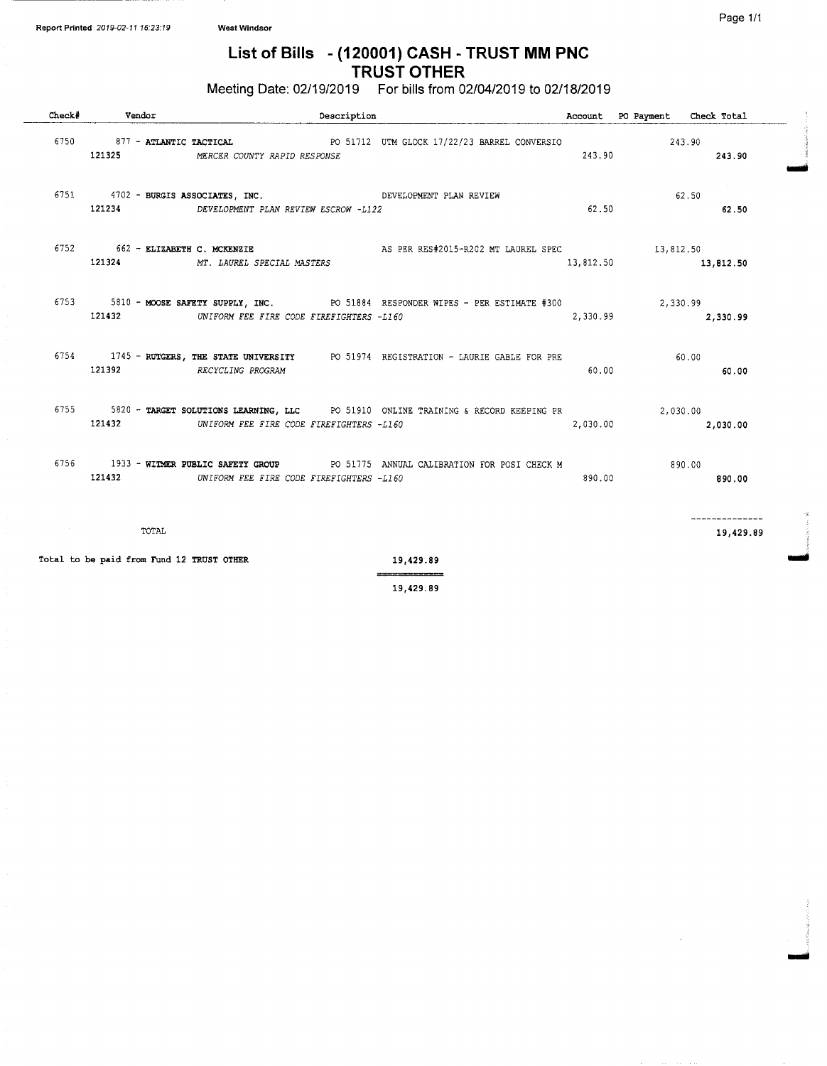Report Printed 2019-02-11 16:23:19 West Windsor

# List of Bills - (120001) CASH - TRUST MM PNC
## TRUST OTHER

Meeting Date: 02/19/2019 For bills from 02/04/2019 to 02/18/2019

| Check# | Vendor | Description | Account | PO Payment | Check Total |
|---|---|---|---|---|---|
| 6750 | 877 - **ATLANTIC TACTICAL** | PO 51712 UTM GLOCK 17/22/23 BARREL CONVERSIO | | 243.90 | |
| | 121325 | *MERCER COUNTY RAPID RESPONSE* | 243.90 | | **243.90** |
| 6751 | 4702 - **BURGIS ASSOCIATES, INC.** | DEVELOPMENT PLAN REVIEW | | 62.50 | |
| | 121234 | *DEVELOPMENT PLAN REVIEW ESCROW -L122* | 62.50 | | **62.50** |
| 6752 | 662 - **ELIZABETH C. MCKENZIE** | AS PER RES#2015-R202 MT LAUREL SPEC | | 13,812.50 | |
| | 121324 | *MT. LAUREL SPECIAL MASTERS* | 13,812.50 | | **13,812.50** |
| 6753 | 5810 - **MOOSE SAFETY SUPPLY, INC.** | PO 51884 RESPONDER WIPES - PER ESTIMATE #300 | | 2,330.99 | |
| | 121432 | *UNIFORM FEE FIRE CODE FIREFIGHTERS -L160* | 2,330.99 | | **2,330.99** |
| 6754 | 1745 - **RUTGERS, THE STATE UNIVERSITY** | PO 51974 REGISTRATION - LAURIE GABLE FOR PRE | | 60.00 | |
| | 121392 | *RECYCLING PROGRAM* | 60.00 | | **60.00** |
| 6755 | 5820 - **TARGET SOLUTIONS LEARNING, LLC** | PO 51910 ONLINE TRAINING & RECORD KEEPING PR | | 2,030.00 | |
| | 121432 | *UNIFORM FEE FIRE CODE FIREFIGHTERS -L160* | 2,030.00 | | **2,030.00** |
| 6756 | 1933 - **WITMER PUBLIC SAFETY GROUP** | PO 51775 ANNUAL CALIBRATION FOR POSI CHECK M | | 890.00 | |
| | 121432 | *UNIFORM FEE FIRE CODE FIREFIGHTERS -L160* | 890.00 | | **890.00** |
| | TOTAL | | | | **19,429.89** |

Total to be paid from Fund 12 TRUST OTHER 19,429.89

19,429.89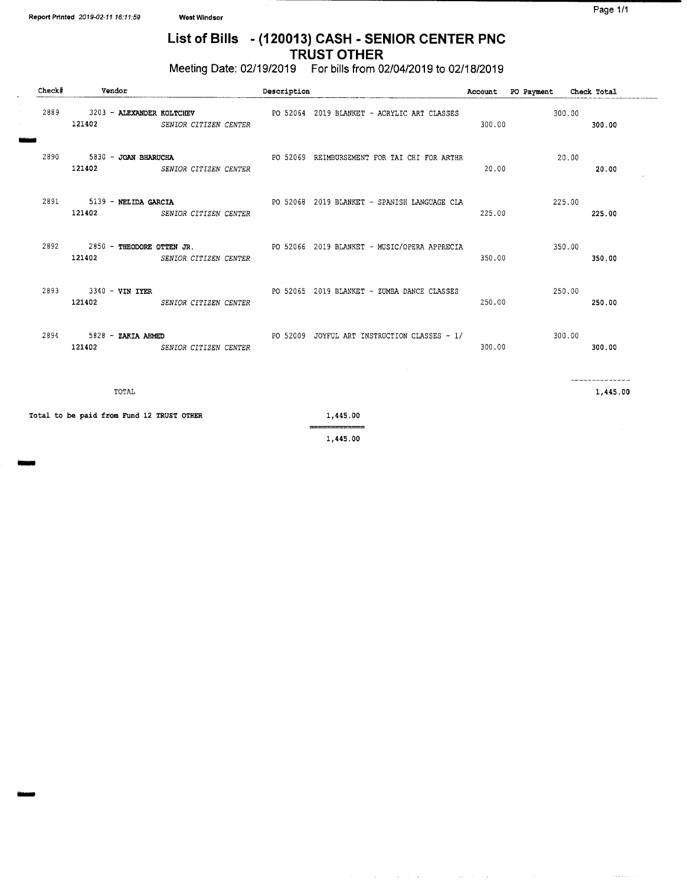Report Printed 2019-02-11 16:11:59 West Windsor

# List of Bills - (120013) CASH - SENIOR CENTER PNC TRUST OTHER

Meeting Date: 02/19/2019 For bills from 02/04/2019 to 02/18/2019

| Check# | Vendor | Description | Account | PO Payment | Check Total |
|---|---|---|---|---|---|
| 2889 | 3203 - **ALEXANDER KOLTCHEV** | PO 52064 2019 BLANKET - ACRYLIC ART CLASSES | | 300.00 | |
| | 121402 *SENIOR CITIZEN CENTER* | | 300.00 | | 300.00 |
| 2890 | 5830 - **JOAN BHARUCHA** | PO 52069 REIMBURSEMENT FOR TAI CHI FOR ARTHR | | 20.00 | |
| | 121402 *SENIOR CITIZEN CENTER* | | 20.00 | | 20.00 |
| 2891 | 5139 - **NELIDA GARCIA** | PO 52068 2019 BLANKET - SPANISH LANGUAGE CLA | | 225.00 | |
| | 121402 *SENIOR CITIZEN CENTER* | | 225.00 | | 225.00 |
| 2892 | 2850 - **THEODORE OTTEN JR.** | PO 52066 2019 BLANKET - MUSIC/OPERA APPRECIA | | 350.00 | |
| | 121402 *SENIOR CITIZEN CENTER* | | 350.00 | | 350.00 |
| 2893 | 3340 - **VIN IYER** | PO 52065 2019 BLANKET - ZUMBA DANCE CLASSES | | 250.00 | |
| | 121402 *SENIOR CITIZEN CENTER* | | 250.00 | | 250.00 |
| 2894 | 5828 - **ZAKIA AHMED** | PO 52009 JOYFUL ART INSTRUCTION CLASSES - 1/ | | 300.00 | |
| | 121402 *SENIOR CITIZEN CENTER* | | 300.00 | | 300.00 |
| | TOTAL | | | | 1,445.00 |

Total to be paid from Fund 12 TRUST OTHER 1,445.00

1,445.00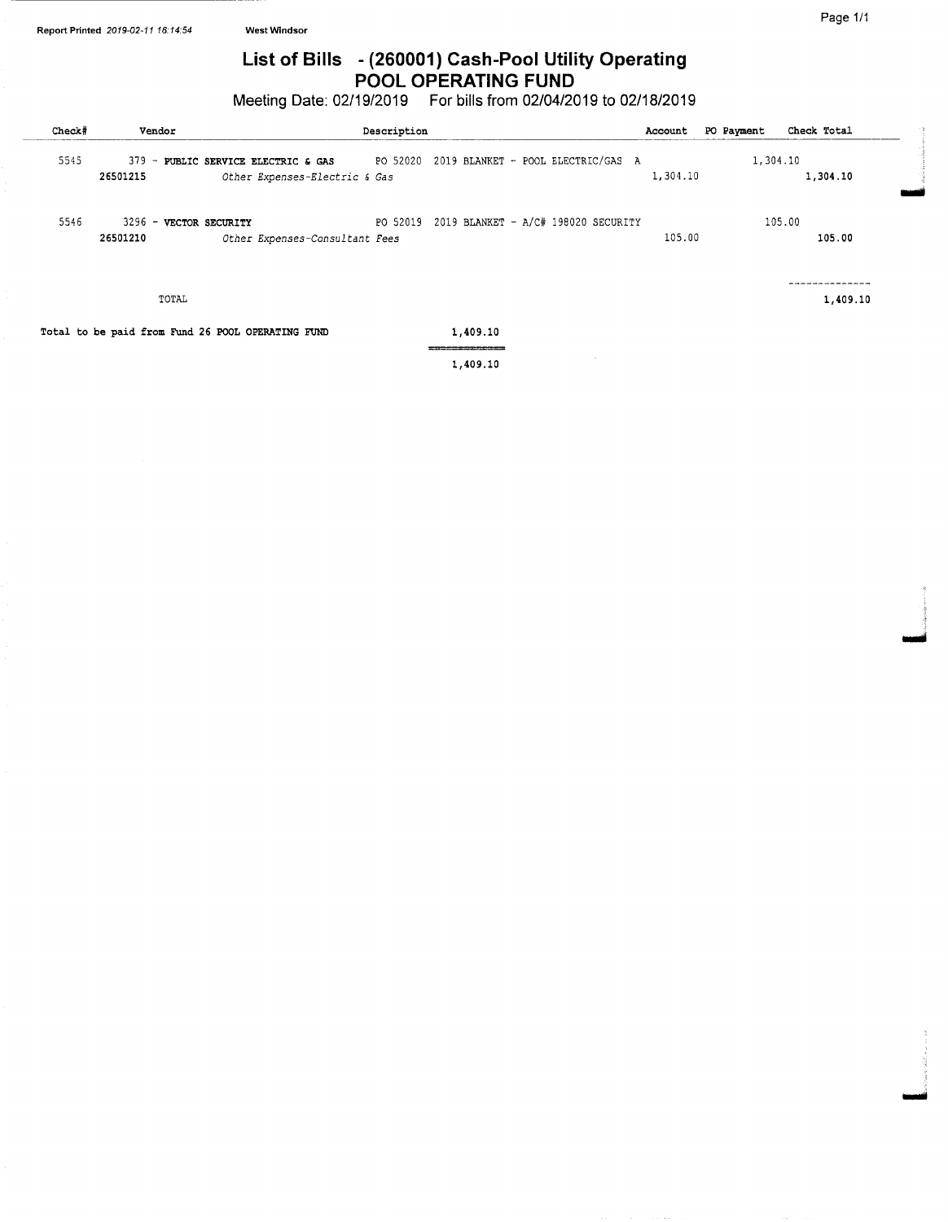Report Printed 2019-02-11 16:14:54 West Windsor

# List of Bills - (260001) Cash-Pool Utility Operating POOL OPERATING FUND

Meeting Date: 02/19/2019 For bills from 02/04/2019 to 02/18/2019

| Check# | Vendor | Description | Account | PO Payment | Check Total |
|---|---|---|---|---|---|
| 5545 | 379 - **PUBLIC SERVICE ELECTRIC & GAS** | PO 52020 2019 BLANKET - POOL ELECTRIC/GAS A | | 1,304.10 | |
| | **26501215** | *Other Expenses-Electric & Gas* | 1,304.10 | | **1,304.10** |
| 5546 | 3296 - **VECTOR SECURITY** | PO 52019 2019 BLANKET - A/C# 198020 SECURITY | | 105.00 | |
| | **26501210** | *Other Expenses-Consultant Fees* | 105.00 | | **105.00** |
| | TOTAL | | | | **1,409.10** |

**Total to be paid from Fund 26 POOL OPERATING FUND** 1,409.10

1,409.10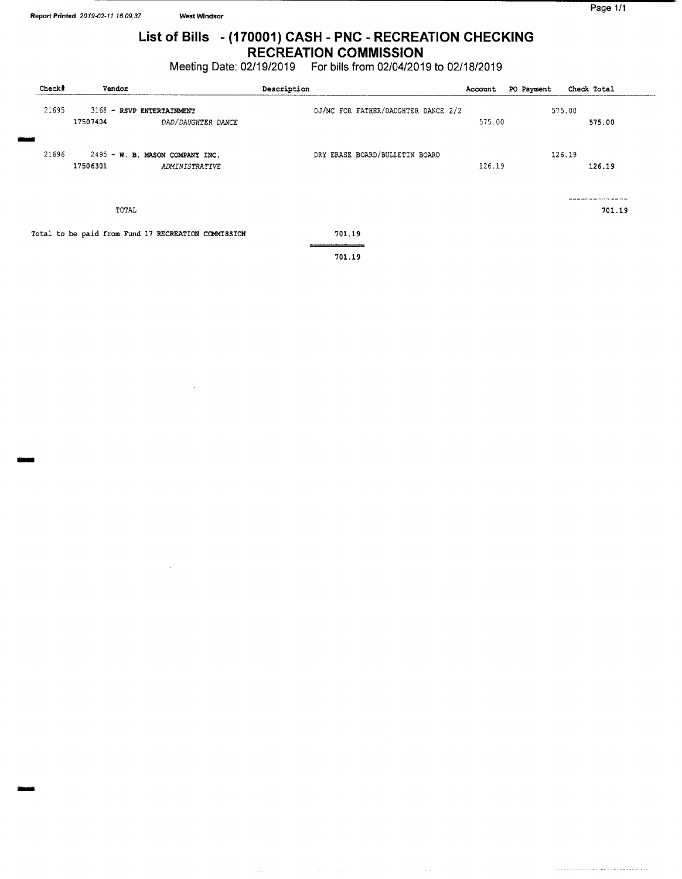Report Printed 2019-02-11 16:09:37 West Windsor

# List of Bills - (170001) CASH - PNC - RECREATION CHECKING
## RECREATION COMMISSION

Meeting Date: 02/19/2019 For bills from 02/04/2019 to 02/18/2019

| Check# | Vendor | | Description | Account | PO Payment | Check Total |
|---|---|---|---|---|---|---|
| 21695 | 3168 - **RSVP ENTERTAINMENT** | | DJ/MC FOR FATHER/DAUGHTER DANCE 2/2 | | 575.00 | |
| | 17507404 | *DAD/DAUGHTER DANCE* | | 575.00 | | 575.00 |
| 21696 | 2495 - **W. B. MASON COMPANY INC.** | | DRY ERASE BOARD/BULLETIN BOARD | | 126.19 | |
| | 17506301 | *ADMINISTRATIVE* | | 126.19 | | 126.19 |
| | TOTAL | | | | | 701.19 |

Total to be paid from Fund 17 RECREATION COMMISSION 701.19

701.19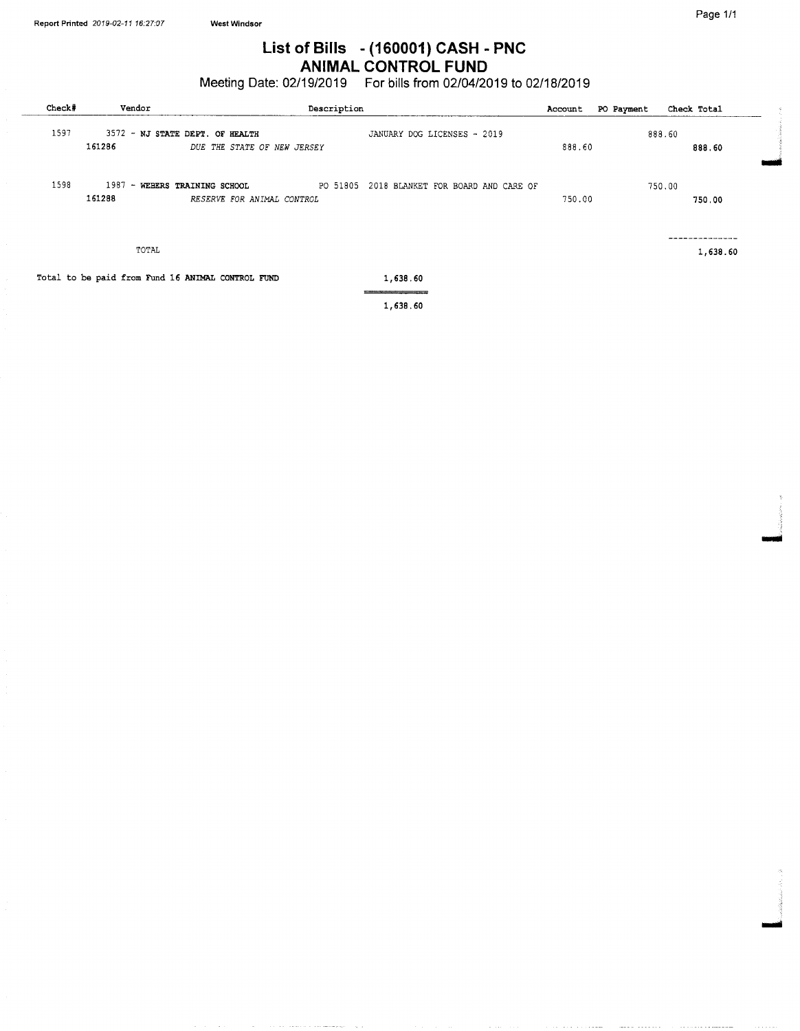Report Printed 2019-02-11 16:27:07 West Windsor

# List of Bills - (160001) CASH - PNC
## ANIMAL CONTROL FUND

Meeting Date: 02/19/2019 For bills from 02/04/2019 to 02/18/2019

| Check# | Vendor | Description | Account | PO Payment | Check Total |
|---|---|---|---|---|---|
| 1597 | 3572 - **NJ STATE DEPT. OF HEALTH** | JANUARY DOG LICENSES - 2019 | | 888.60 | |
| | **161286** *DUE THE STATE OF NEW JERSEY* | | 888.60 | | **888.60** |
| 1598 | 1987 - **WEBERS TRAINING SCHOOL** | PO 51805 2018 BLANKET FOR BOARD AND CARE OF | | 750.00 | |
| | **161288** *RESERVE FOR ANIMAL CONTROL* | | 750.00 | | **750.00** |
| | TOTAL | | | | 1,638.60 |

Total to be paid from Fund 16 **ANIMAL CONTROL FUND** 1,638.60

1,638.60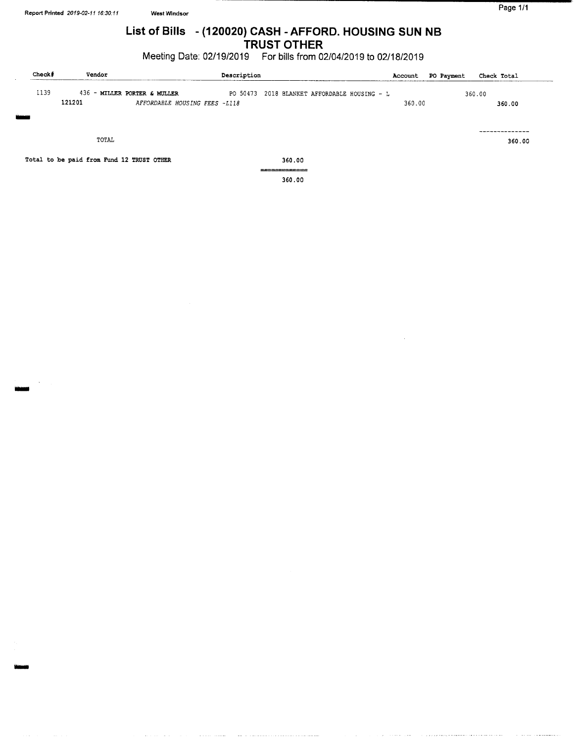Report Printed 2019-02-11 16:30:11 West Windsor

# List of Bills - (120020) CASH - AFFORD. HOUSING SUN NB TRUST OTHER

Meeting Date: 02/19/2019 For bills from 02/04/2019 to 02/18/2019

| Check# | Vendor | Description | Account | PO Payment | Check Total |
|---|---|---|---|---|---|
| 1139 | 436 - **MILLER PORTER & MULLER** | PO 50473 2018 BLANKET AFFORDABLE HOUSING - L | | 360.00 | |
| | 121201 | *AFFORDABLE HOUSING FEES -L118* | 360.00 | | **360.00** |
| | TOTAL | | | | **360.00** |

Total to be paid from Fund 12 TRUST OTHER 360.00

360.00